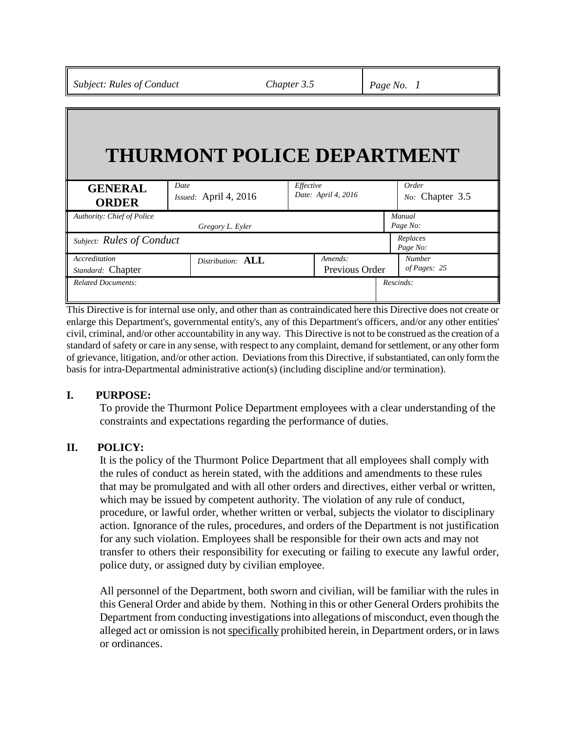| Subject: Rules of Conduct | Chapter 3.5 | Page No. 1 |
|---|---|---|

# THURMONT POLICE DEPARTMENT

| GENERAL ORDER | Date Issued: April 4, 2016 | Effective Date: April 4, 2016 | Order No: Chapter 3.5 |
|---|---|---|---|
| Authority: Chief of Police Gregory L. Eyler | | | Manual Page No: |
| Subject: Rules of Conduct | | | Replaces Page No: |
| Accreditation Standard: Chapter | Distribution: **ALL** | Amends: Previous Order | Number of Pages: 25 |
| Related Documents: | | | Rescinds: |

This Directive is for internal use only, and other than as contraindicated here this Directive does not create or enlarge this Department's, governmental entity's, any of this Department's officers, and/or any other entities' civil, criminal, and/or other accountability in any way. This Directive is not to be construed as the creation of a standard of safety or care in any sense, with respect to any complaint, demand for settlement, or any other form of grievance, litigation, and/or other action. Deviations from this Directive, if substantiated, can only form the basis for intra-Departmental administrative action(s) (including discipline and/or termination).

## I. PURPOSE:

To provide the Thurmont Police Department employees with a clear understanding of the constraints and expectations regarding the performance of duties.

## II. POLICY:

It is the policy of the Thurmont Police Department that all employees shall comply with the rules of conduct as herein stated, with the additions and amendments to these rules that may be promulgated and with all other orders and directives, either verbal or written, which may be issued by competent authority. The violation of any rule of conduct, procedure, or lawful order, whether written or verbal, subjects the violator to disciplinary action. Ignorance of the rules, procedures, and orders of the Department is not justification for any such violation. Employees shall be responsible for their own acts and may not transfer to others their responsibility for executing or failing to execute any lawful order, police duty, or assigned duty by civilian employee.

All personnel of the Department, both sworn and civilian, will be familiar with the rules in this General Order and abide by them. Nothing in this or other General Orders prohibits the Department from conducting investigations into allegations of misconduct, even though the alleged act or omission is not specifically prohibited herein, in Department orders, or in laws or ordinances.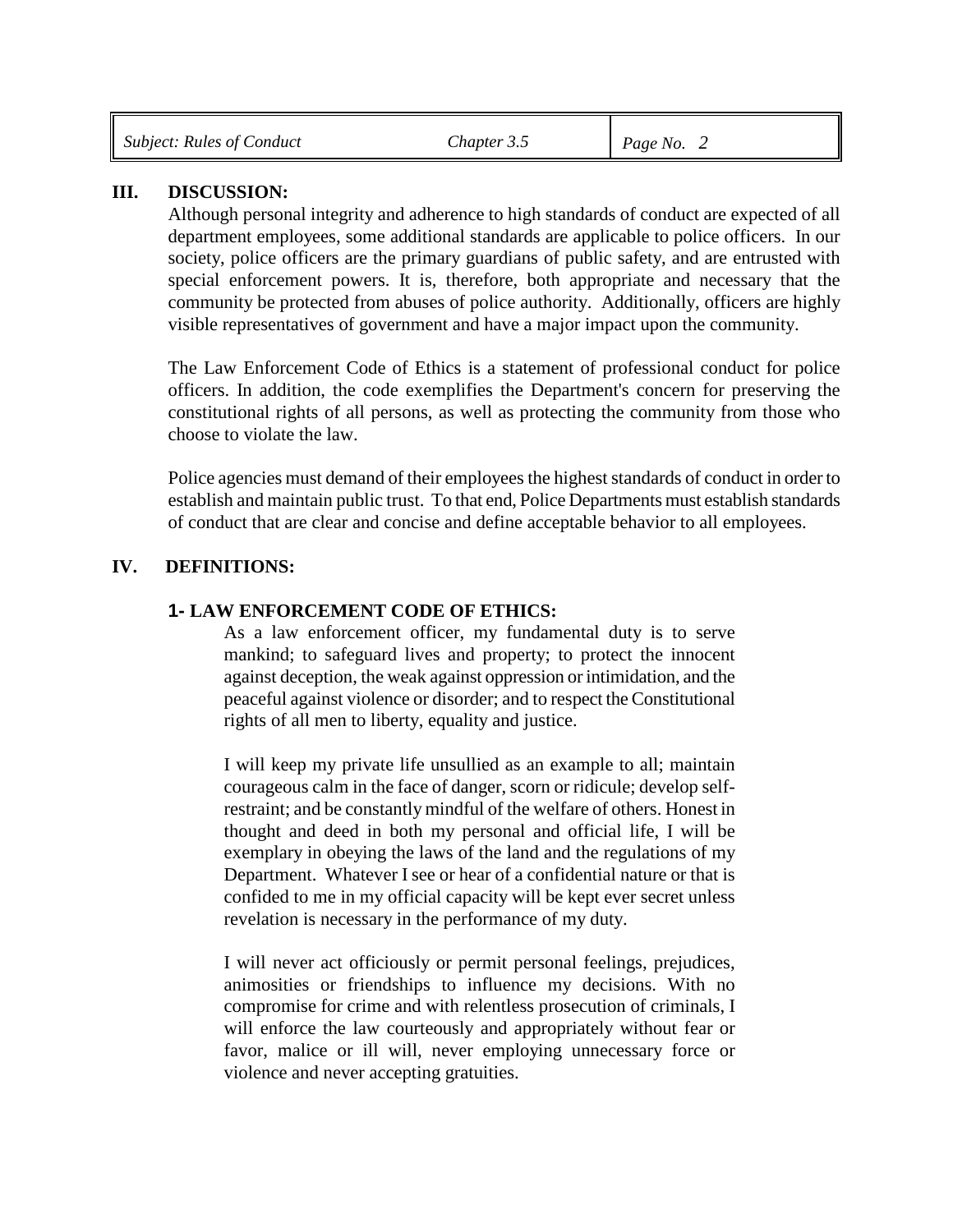## III. DISCUSSION:

Although personal integrity and adherence to high standards of conduct are expected of all department employees, some additional standards are applicable to police officers. In our society, police officers are the primary guardians of public safety, and are entrusted with special enforcement powers. It is, therefore, both appropriate and necessary that the community be protected from abuses of police authority. Additionally, officers are highly visible representatives of government and have a major impact upon the community.

The Law Enforcement Code of Ethics is a statement of professional conduct for police officers. In addition, the code exemplifies the Department's concern for preserving the constitutional rights of all persons, as well as protecting the community from those who choose to violate the law.

Police agencies must demand of their employees the highest standards of conduct in order to establish and maintain public trust. To that end, Police Departments must establish standards of conduct that are clear and concise and define acceptable behavior to all employees.

## IV. DEFINITIONS:

### 1- LAW ENFORCEMENT CODE OF ETHICS:

As a law enforcement officer, my fundamental duty is to serve mankind; to safeguard lives and property; to protect the innocent against deception, the weak against oppression or intimidation, and the peaceful against violence or disorder; and to respect the Constitutional rights of all men to liberty, equality and justice.

I will keep my private life unsullied as an example to all; maintain courageous calm in the face of danger, scorn or ridicule; develop self-restraint; and be constantly mindful of the welfare of others. Honest in thought and deed in both my personal and official life, I will be exemplary in obeying the laws of the land and the regulations of my Department. Whatever I see or hear of a confidential nature or that is confided to me in my official capacity will be kept ever secret unless revelation is necessary in the performance of my duty.

I will never act officiously or permit personal feelings, prejudices, animosities or friendships to influence my decisions. With no compromise for crime and with relentless prosecution of criminals, I will enforce the law courteously and appropriately without fear or favor, malice or ill will, never employing unnecessary force or violence and never accepting gratuities.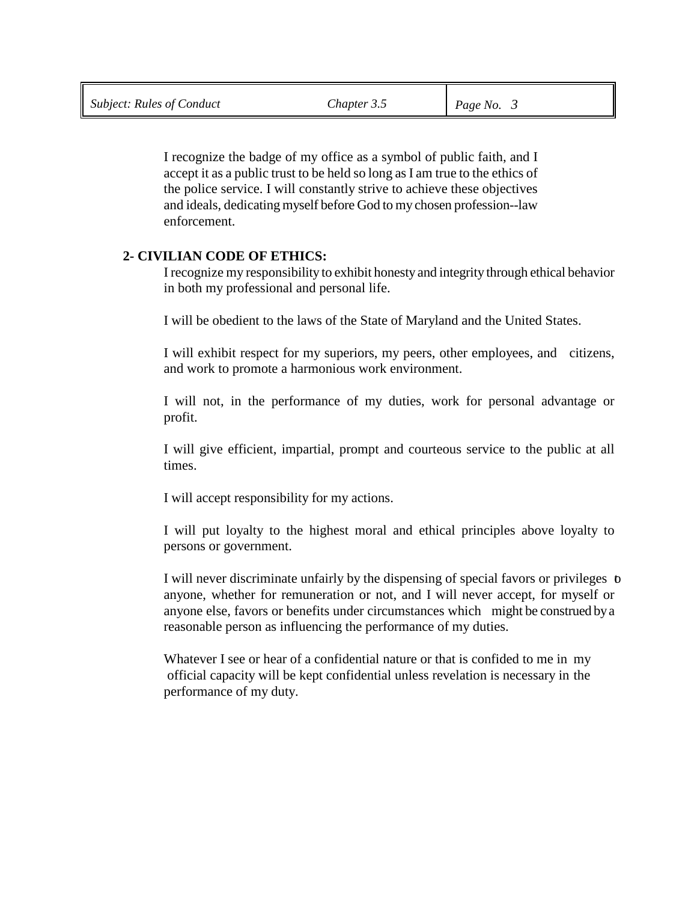I recognize the badge of my office as a symbol of public faith, and I accept it as a public trust to be held so long as I am true to the ethics of the police service. I will constantly strive to achieve these objectives and ideals, dedicating myself before God to my chosen profession--law enforcement.

**2- CIVILIAN CODE OF ETHICS:**

I recognize my responsibility to exhibit honesty and integrity through ethical behavior in both my professional and personal life.

I will be obedient to the laws of the State of Maryland and the United States.

I will exhibit respect for my superiors, my peers, other employees, and citizens, and work to promote a harmonious work environment.

I will not, in the performance of my duties, work for personal advantage or profit.

I will give efficient, impartial, prompt and courteous service to the public at all times.

I will accept responsibility for my actions.

I will put loyalty to the highest moral and ethical principles above loyalty to persons or government.

I will never discriminate unfairly by the dispensing of special favors or privileges to anyone, whether for remuneration or not, and I will never accept, for myself or anyone else, favors or benefits under circumstances which might be construed by a reasonable person as influencing the performance of my duties.

Whatever I see or hear of a confidential nature or that is confided to me in my official capacity will be kept confidential unless revelation is necessary in the performance of my duty.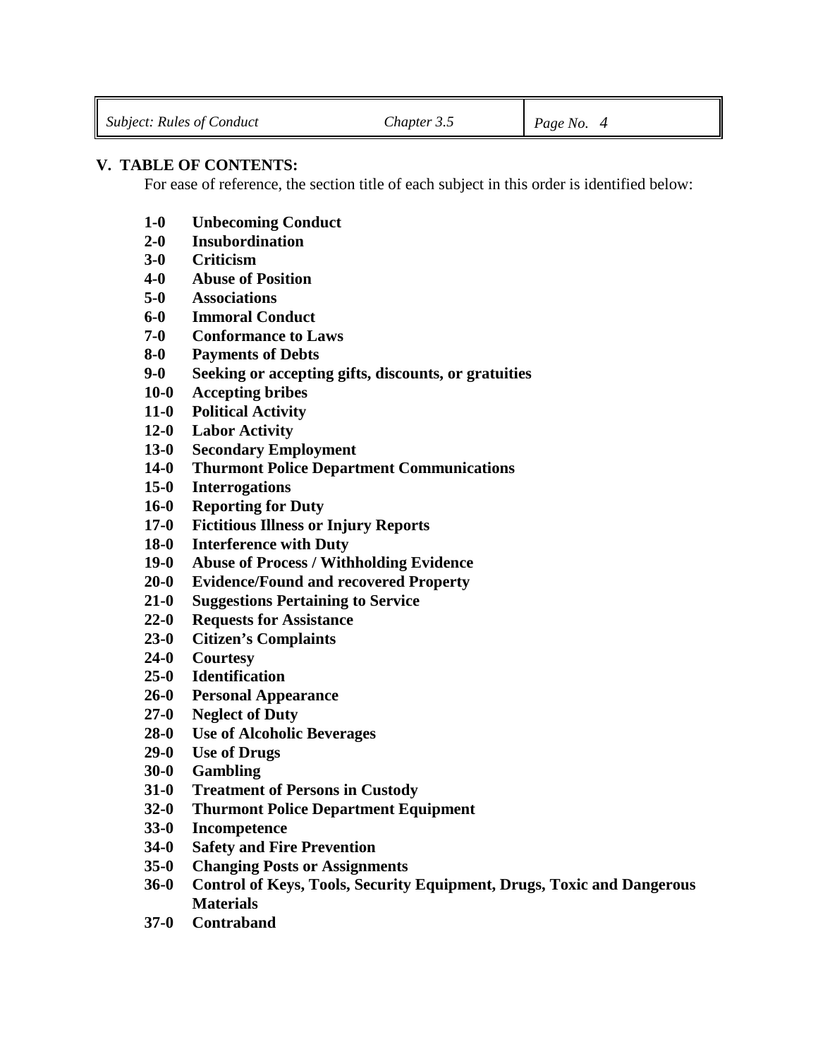## V. TABLE OF CONTENTS:

For ease of reference, the section title of each subject in this order is identified below:

- **1-0 Unbecoming Conduct**
- **2-0 Insubordination**
- **3-0 Criticism**
- **4-0 Abuse of Position**
- **5-0 Associations**
- **6-0 Immoral Conduct**
- **7-0 Conformance to Laws**
- **8-0 Payments of Debts**
- **9-0 Seeking or accepting gifts, discounts, or gratuities**
- **10-0 Accepting bribes**
- **11-0 Political Activity**
- **12-0 Labor Activity**
- **13-0 Secondary Employment**
- **14-0 Thurmont Police Department Communications**
- **15-0 Interrogations**
- **16-0 Reporting for Duty**
- **17-0 Fictitious Illness or Injury Reports**
- **18-0 Interference with Duty**
- **19-0 Abuse of Process / Withholding Evidence**
- **20-0 Evidence/Found and recovered Property**
- **21-0 Suggestions Pertaining to Service**
- **22-0 Requests for Assistance**
- **23-0 Citizen's Complaints**
- **24-0 Courtesy**
- **25-0 Identification**
- **26-0 Personal Appearance**
- **27-0 Neglect of Duty**
- **28-0 Use of Alcoholic Beverages**
- **29-0 Use of Drugs**
- **30-0 Gambling**
- **31-0 Treatment of Persons in Custody**
- **32-0 Thurmont Police Department Equipment**
- **33-0 Incompetence**
- **34-0 Safety and Fire Prevention**
- **35-0 Changing Posts or Assignments**
- **36-0 Control of Keys, Tools, Security Equipment, Drugs, Toxic and Dangerous Materials**
- **37-0 Contraband**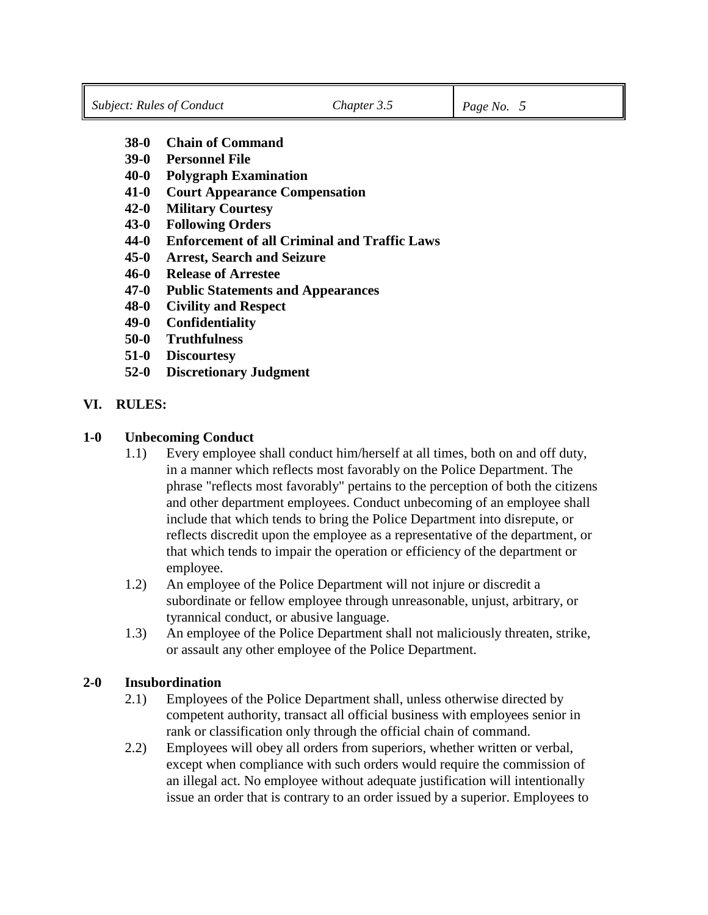- **38-0 Chain of Command**
- **39-0 Personnel File**
- **40-0 Polygraph Examination**
- **41-0 Court Appearance Compensation**
- **42-0 Military Courtesy**
- **43-0 Following Orders**
- **44-0 Enforcement of all Criminal and Traffic Laws**
- **45-0 Arrest, Search and Seizure**
- **46-0 Release of Arrestee**
- **47-0 Public Statements and Appearances**
- **48-0 Civility and Respect**
- **49-0 Confidentiality**
- **50-0 Truthfulness**
- **51-0 Discourtesy**
- **52-0 Discretionary Judgment**

## VI. RULES:

### 1-0 Unbecoming Conduct

1.1) Every employee shall conduct him/herself at all times, both on and off duty, in a manner which reflects most favorably on the Police Department. The phrase "reflects most favorably" pertains to the perception of both the citizens and other department employees. Conduct unbecoming of an employee shall include that which tends to bring the Police Department into disrepute, or reflects discredit upon the employee as a representative of the department, or that which tends to impair the operation or efficiency of the department or employee.

1.2) An employee of the Police Department will not injure or discredit a subordinate or fellow employee through unreasonable, unjust, arbitrary, or tyrannical conduct, or abusive language.

1.3) An employee of the Police Department shall not maliciously threaten, strike, or assault any other employee of the Police Department.

### 2-0 Insubordination

2.1) Employees of the Police Department shall, unless otherwise directed by competent authority, transact all official business with employees senior in rank or classification only through the official chain of command.

2.2) Employees will obey all orders from superiors, whether written or verbal, except when compliance with such orders would require the commission of an illegal act. No employee without adequate justification will intentionally issue an order that is contrary to an order issued by a superior. Employees to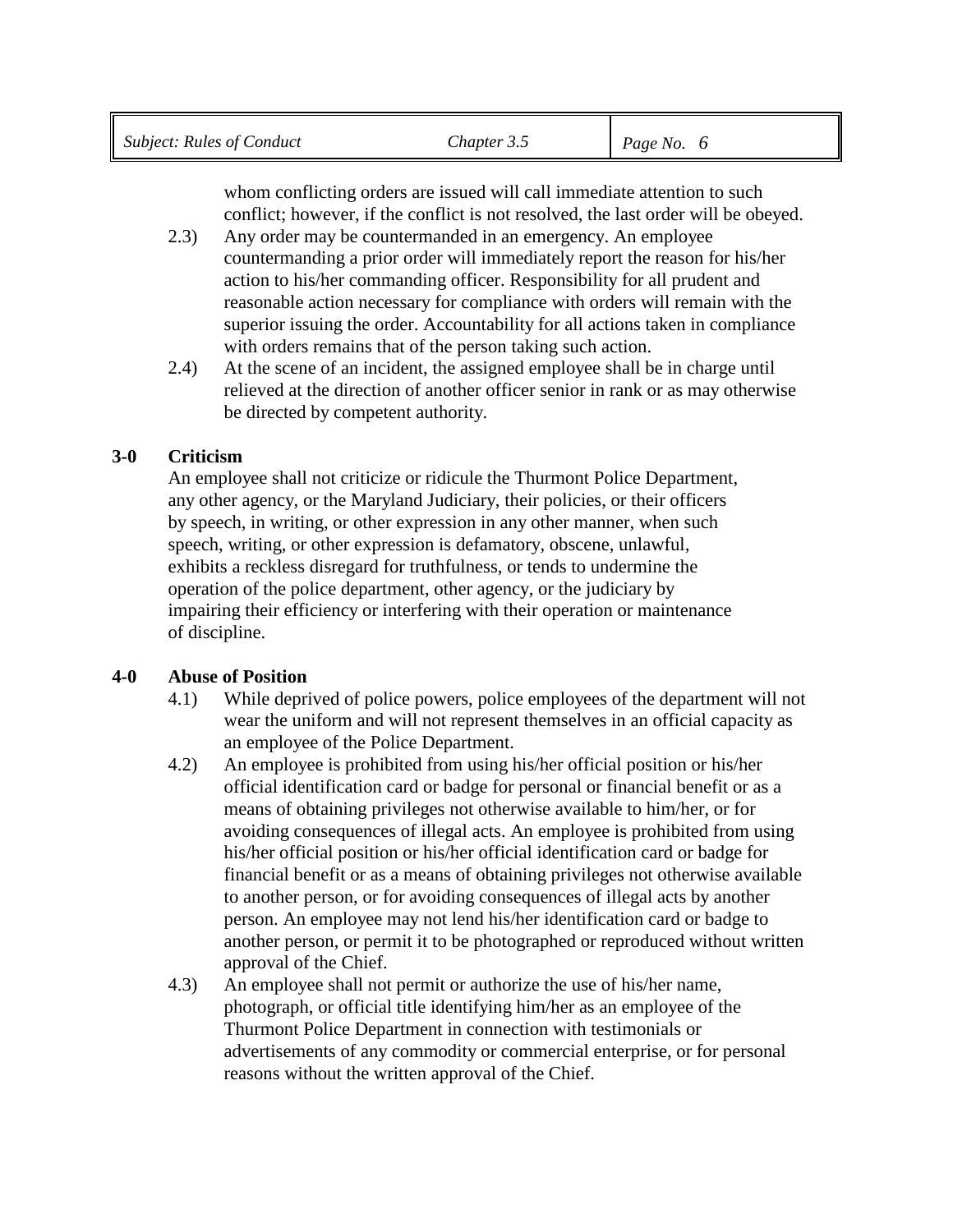whom conflicting orders are issued will call immediate attention to such conflict; however, if the conflict is not resolved, the last order will be obeyed.

2.3) Any order may be countermanded in an emergency. An employee countermanding a prior order will immediately report the reason for his/her action to his/her commanding officer. Responsibility for all prudent and reasonable action necessary for compliance with orders will remain with the superior issuing the order. Accountability for all actions taken in compliance with orders remains that of the person taking such action.

2.4) At the scene of an incident, the assigned employee shall be in charge until relieved at the direction of another officer senior in rank or as may otherwise be directed by competent authority.

**3-0 Criticism**

An employee shall not criticize or ridicule the Thurmont Police Department, any other agency, or the Maryland Judiciary, their policies, or their officers by speech, in writing, or other expression in any other manner, when such speech, writing, or other expression is defamatory, obscene, unlawful, exhibits a reckless disregard for truthfulness, or tends to undermine the operation of the police department, other agency, or the judiciary by impairing their efficiency or interfering with their operation or maintenance of discipline.

**4-0 Abuse of Position**

4.1) While deprived of police powers, police employees of the department will not wear the uniform and will not represent themselves in an official capacity as an employee of the Police Department.

4.2) An employee is prohibited from using his/her official position or his/her official identification card or badge for personal or financial benefit or as a means of obtaining privileges not otherwise available to him/her, or for avoiding consequences of illegal acts. An employee is prohibited from using his/her official position or his/her official identification card or badge for financial benefit or as a means of obtaining privileges not otherwise available to another person, or for avoiding consequences of illegal acts by another person. An employee may not lend his/her identification card or badge to another person, or permit it to be photographed or reproduced without written approval of the Chief.

4.3) An employee shall not permit or authorize the use of his/her name, photograph, or official title identifying him/her as an employee of the Thurmont Police Department in connection with testimonials or advertisements of any commodity or commercial enterprise, or for personal reasons without the written approval of the Chief.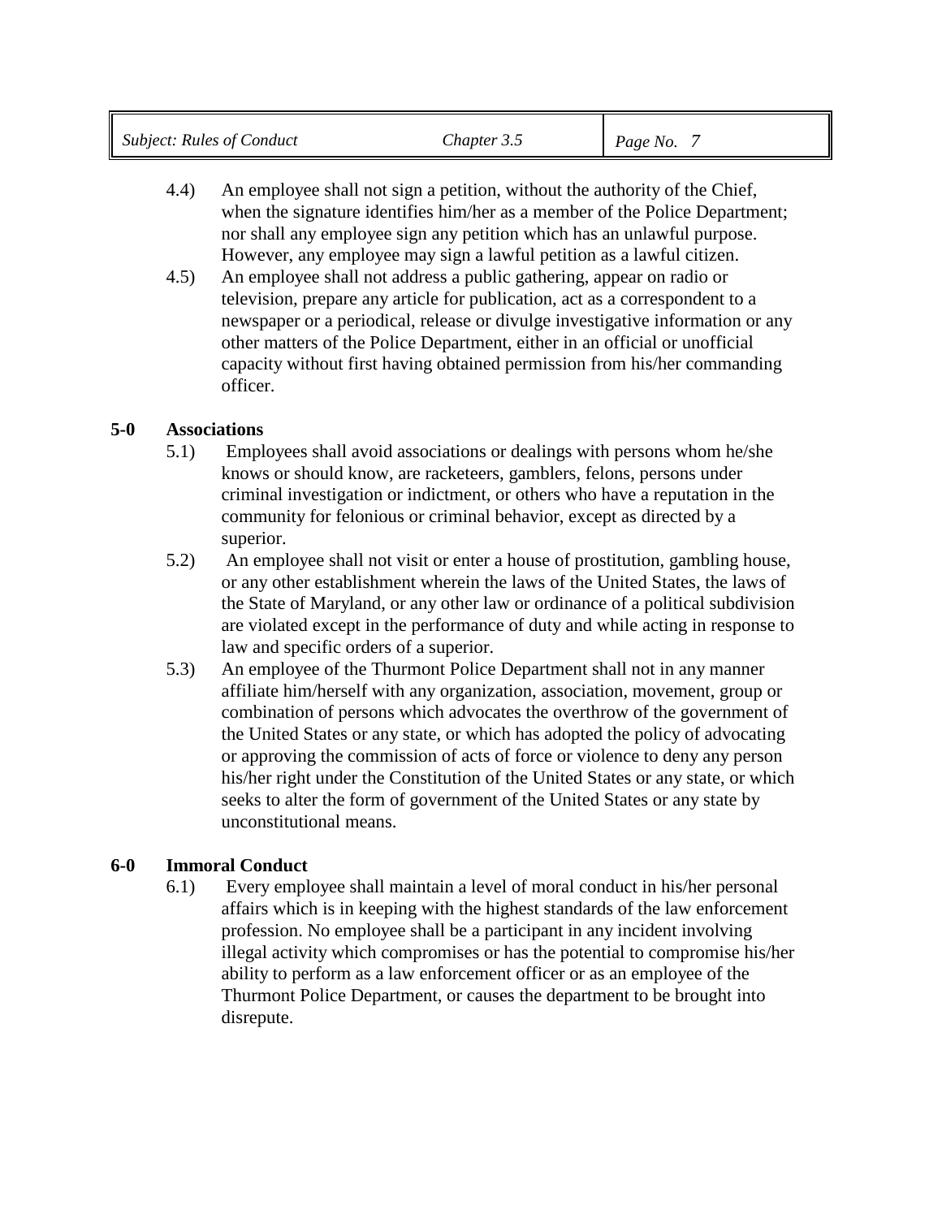4.4) An employee shall not sign a petition, without the authority of the Chief, when the signature identifies him/her as a member of the Police Department; nor shall any employee sign any petition which has an unlawful purpose. However, any employee may sign a lawful petition as a lawful citizen.

4.5) An employee shall not address a public gathering, appear on radio or television, prepare any article for publication, act as a correspondent to a newspaper or a periodical, release or divulge investigative information or any other matters of the Police Department, either in an official or unofficial capacity without first having obtained permission from his/her commanding officer.

**5-0 Associations**

5.1) Employees shall avoid associations or dealings with persons whom he/she knows or should know, are racketeers, gamblers, felons, persons under criminal investigation or indictment, or others who have a reputation in the community for felonious or criminal behavior, except as directed by a superior.

5.2) An employee shall not visit or enter a house of prostitution, gambling house, or any other establishment wherein the laws of the United States, the laws of the State of Maryland, or any other law or ordinance of a political subdivision are violated except in the performance of duty and while acting in response to law and specific orders of a superior.

5.3) An employee of the Thurmont Police Department shall not in any manner affiliate him/herself with any organization, association, movement, group or combination of persons which advocates the overthrow of the government of the United States or any state, or which has adopted the policy of advocating or approving the commission of acts of force or violence to deny any person his/her right under the Constitution of the United States or any state, or which seeks to alter the form of government of the United States or any state by unconstitutional means.

**6-0 Immoral Conduct**

6.1) Every employee shall maintain a level of moral conduct in his/her personal affairs which is in keeping with the highest standards of the law enforcement profession. No employee shall be a participant in any incident involving illegal activity which compromises or has the potential to compromise his/her ability to perform as a law enforcement officer or as an employee of the Thurmont Police Department, or causes the department to be brought into disrepute.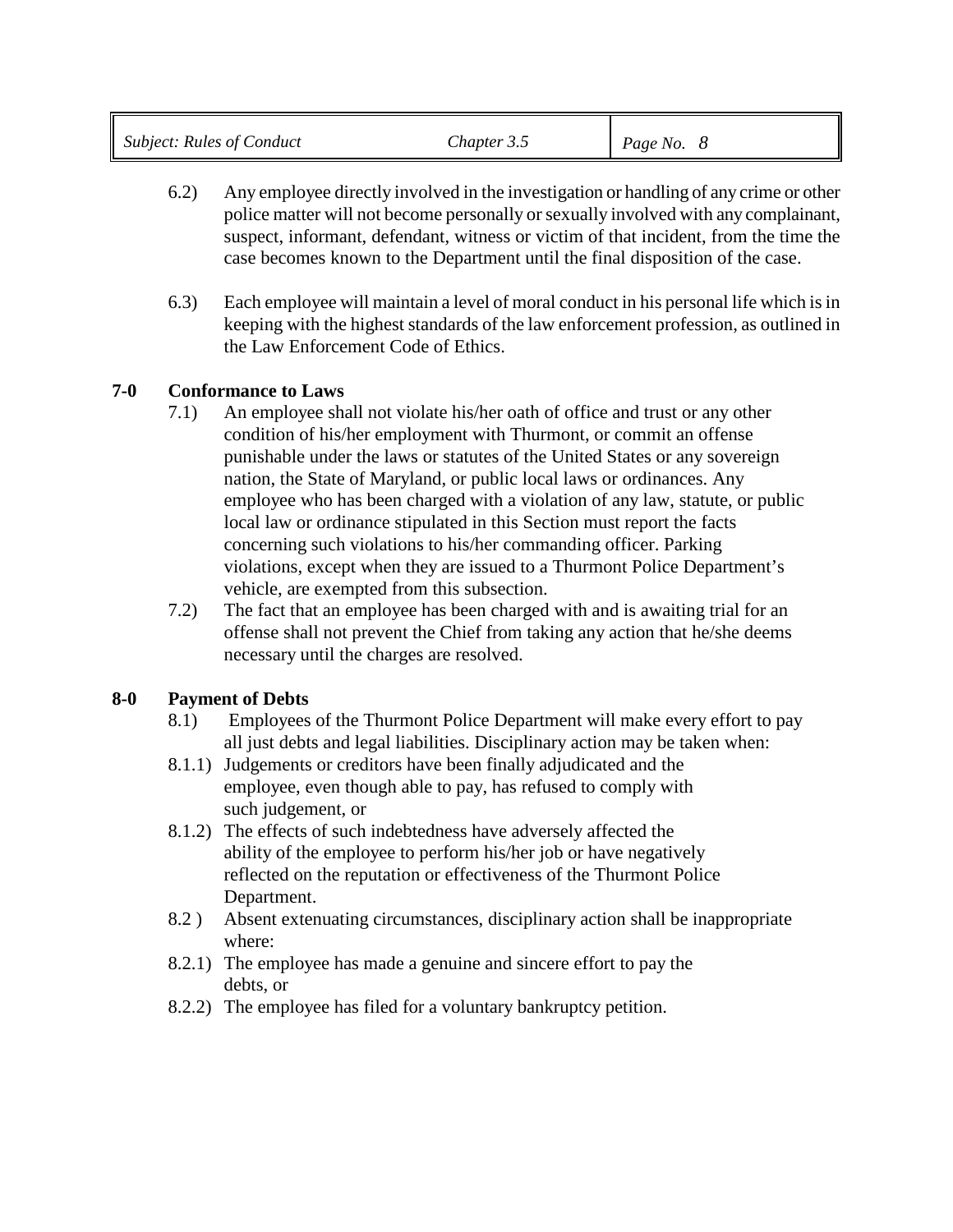6.2) Any employee directly involved in the investigation or handling of any crime or other police matter will not become personally or sexually involved with any complainant, suspect, informant, defendant, witness or victim of that incident, from the time the case becomes known to the Department until the final disposition of the case.

6.3) Each employee will maintain a level of moral conduct in his personal life which is in keeping with the highest standards of the law enforcement profession, as outlined in the Law Enforcement Code of Ethics.

**7-0 Conformance to Laws**

7.1) An employee shall not violate his/her oath of office and trust or any other condition of his/her employment with Thurmont, or commit an offense punishable under the laws or statutes of the United States or any sovereign nation, the State of Maryland, or public local laws or ordinances. Any employee who has been charged with a violation of any law, statute, or public local law or ordinance stipulated in this Section must report the facts concerning such violations to his/her commanding officer. Parking violations, except when they are issued to a Thurmont Police Department's vehicle, are exempted from this subsection.

7.2) The fact that an employee has been charged with and is awaiting trial for an offense shall not prevent the Chief from taking any action that he/she deems necessary until the charges are resolved.

**8-0 Payment of Debts**

8.1) Employees of the Thurmont Police Department will make every effort to pay all just debts and legal liabilities. Disciplinary action may be taken when:

8.1.1) Judgements or creditors have been finally adjudicated and the employee, even though able to pay, has refused to comply with such judgement, or

8.1.2) The effects of such indebtedness have adversely affected the ability of the employee to perform his/her job or have negatively reflected on the reputation or effectiveness of the Thurmont Police Department.

8.2 ) Absent extenuating circumstances, disciplinary action shall be inappropriate where:

8.2.1) The employee has made a genuine and sincere effort to pay the debts, or

8.2.2) The employee has filed for a voluntary bankruptcy petition.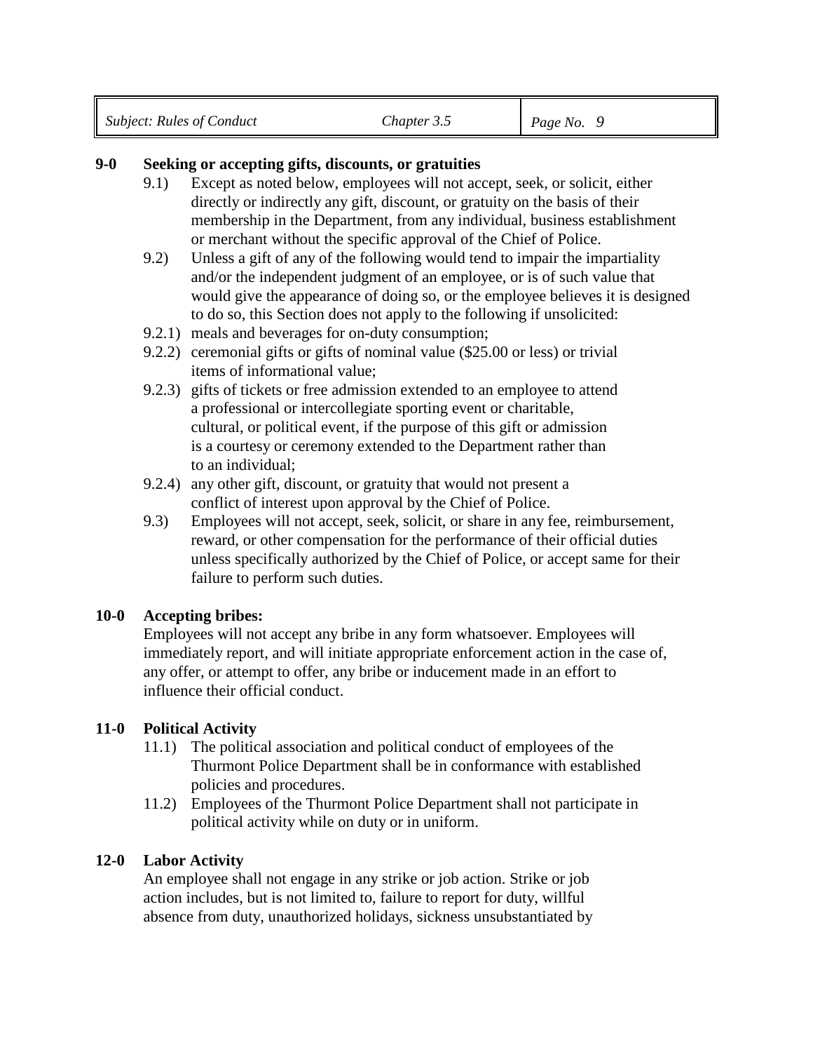**9-0 Seeking or accepting gifts, discounts, or gratuities**

9.1) Except as noted below, employees will not accept, seek, or solicit, either directly or indirectly any gift, discount, or gratuity on the basis of their membership in the Department, from any individual, business establishment or merchant without the specific approval of the Chief of Police.

9.2) Unless a gift of any of the following would tend to impair the impartiality and/or the independent judgment of an employee, or is of such value that would give the appearance of doing so, or the employee believes it is designed to do so, this Section does not apply to the following if unsolicited:

9.2.1) meals and beverages for on-duty consumption;

9.2.2) ceremonial gifts or gifts of nominal value ($25.00 or less) or trivial items of informational value;

9.2.3) gifts of tickets or free admission extended to an employee to attend a professional or intercollegiate sporting event or charitable, cultural, or political event, if the purpose of this gift or admission is a courtesy or ceremony extended to the Department rather than to an individual;

9.2.4) any other gift, discount, or gratuity that would not present a conflict of interest upon approval by the Chief of Police.

9.3) Employees will not accept, seek, solicit, or share in any fee, reimbursement, reward, or other compensation for the performance of their official duties unless specifically authorized by the Chief of Police, or accept same for their failure to perform such duties.

**10-0 Accepting bribes:**

Employees will not accept any bribe in any form whatsoever. Employees will immediately report, and will initiate appropriate enforcement action in the case of, any offer, or attempt to offer, any bribe or inducement made in an effort to influence their official conduct.

**11-0 Political Activity**

11.1) The political association and political conduct of employees of the Thurmont Police Department shall be in conformance with established policies and procedures.

11.2) Employees of the Thurmont Police Department shall not participate in political activity while on duty or in uniform.

**12-0 Labor Activity**

An employee shall not engage in any strike or job action. Strike or job action includes, but is not limited to, failure to report for duty, willful absence from duty, unauthorized holidays, sickness unsubstantiated by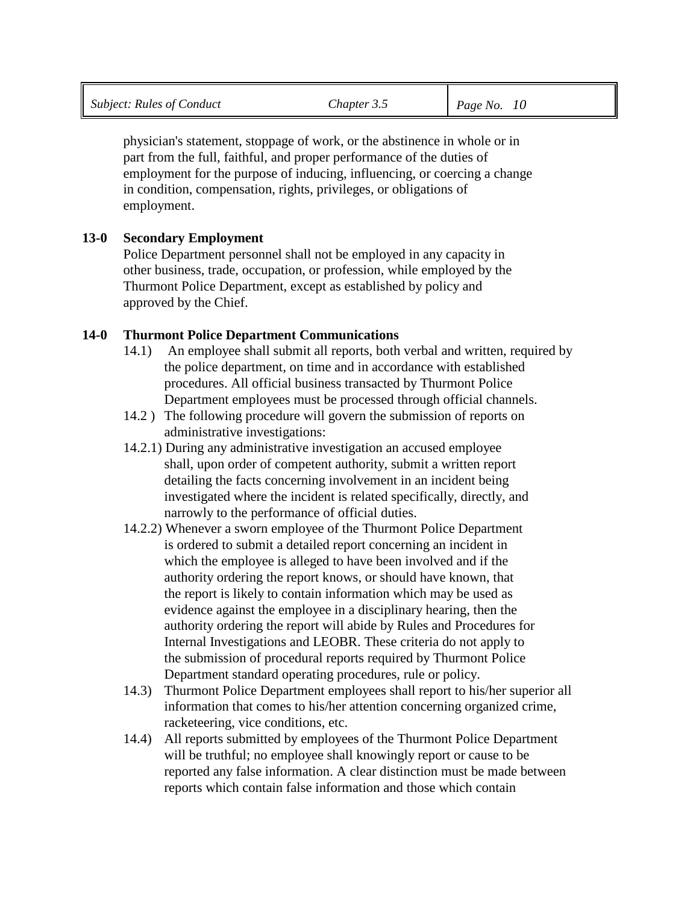physician's statement, stoppage of work, or the abstinence in whole or in part from the full, faithful, and proper performance of the duties of employment for the purpose of inducing, influencing, or coercing a change in condition, compensation, rights, privileges, or obligations of employment.

**13-0 Secondary Employment**

Police Department personnel shall not be employed in any capacity in other business, trade, occupation, or profession, while employed by the Thurmont Police Department, except as established by policy and approved by the Chief.

**14-0 Thurmont Police Department Communications**

14.1) An employee shall submit all reports, both verbal and written, required by the police department, on time and in accordance with established procedures. All official business transacted by Thurmont Police Department employees must be processed through official channels.

14.2 ) The following procedure will govern the submission of reports on administrative investigations:

14.2.1) During any administrative investigation an accused employee shall, upon order of competent authority, submit a written report detailing the facts concerning involvement in an incident being investigated where the incident is related specifically, directly, and narrowly to the performance of official duties.

14.2.2) Whenever a sworn employee of the Thurmont Police Department is ordered to submit a detailed report concerning an incident in which the employee is alleged to have been involved and if the authority ordering the report knows, or should have known, that the report is likely to contain information which may be used as evidence against the employee in a disciplinary hearing, then the authority ordering the report will abide by Rules and Procedures for Internal Investigations and LEOBR. These criteria do not apply to the submission of procedural reports required by Thurmont Police Department standard operating procedures, rule or policy.

14.3) Thurmont Police Department employees shall report to his/her superior all information that comes to his/her attention concerning organized crime, racketeering, vice conditions, etc.

14.4) All reports submitted by employees of the Thurmont Police Department will be truthful; no employee shall knowingly report or cause to be reported any false information. A clear distinction must be made between reports which contain false information and those which contain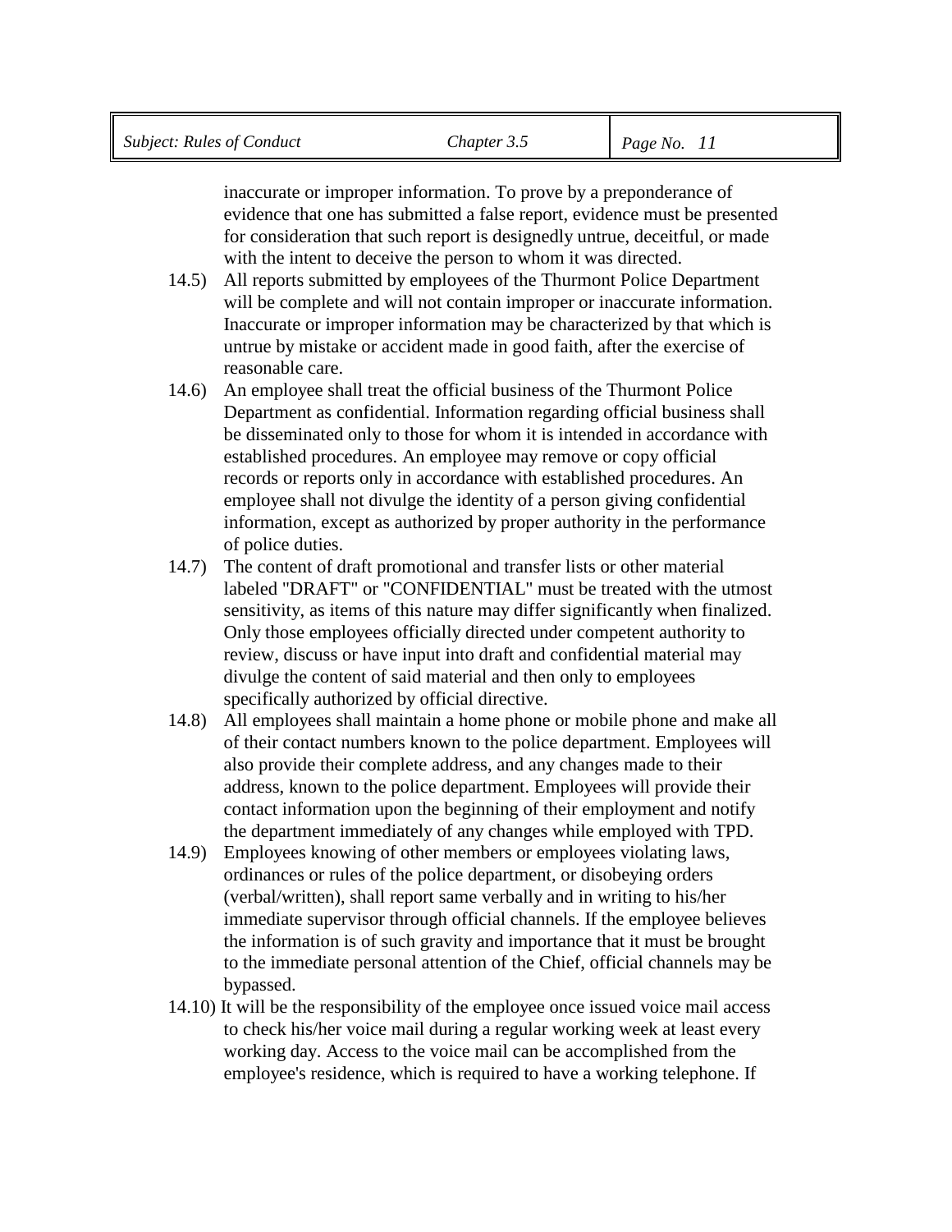inaccurate or improper information. To prove by a preponderance of evidence that one has submitted a false report, evidence must be presented for consideration that such report is designedly untrue, deceitful, or made with the intent to deceive the person to whom it was directed.

14.5) All reports submitted by employees of the Thurmont Police Department will be complete and will not contain improper or inaccurate information. Inaccurate or improper information may be characterized by that which is untrue by mistake or accident made in good faith, after the exercise of reasonable care.

14.6) An employee shall treat the official business of the Thurmont Police Department as confidential. Information regarding official business shall be disseminated only to those for whom it is intended in accordance with established procedures. An employee may remove or copy official records or reports only in accordance with established procedures. An employee shall not divulge the identity of a person giving confidential information, except as authorized by proper authority in the performance of police duties.

14.7) The content of draft promotional and transfer lists or other material labeled "DRAFT" or "CONFIDENTIAL" must be treated with the utmost sensitivity, as items of this nature may differ significantly when finalized. Only those employees officially directed under competent authority to review, discuss or have input into draft and confidential material may divulge the content of said material and then only to employees specifically authorized by official directive.

14.8) All employees shall maintain a home phone or mobile phone and make all of their contact numbers known to the police department. Employees will also provide their complete address, and any changes made to their address, known to the police department. Employees will provide their contact information upon the beginning of their employment and notify the department immediately of any changes while employed with TPD.

14.9) Employees knowing of other members or employees violating laws, ordinances or rules of the police department, or disobeying orders (verbal/written), shall report same verbally and in writing to his/her immediate supervisor through official channels. If the employee believes the information is of such gravity and importance that it must be brought to the immediate personal attention of the Chief, official channels may be bypassed.

14.10) It will be the responsibility of the employee once issued voice mail access to check his/her voice mail during a regular working week at least every working day. Access to the voice mail can be accomplished from the employee's residence, which is required to have a working telephone. If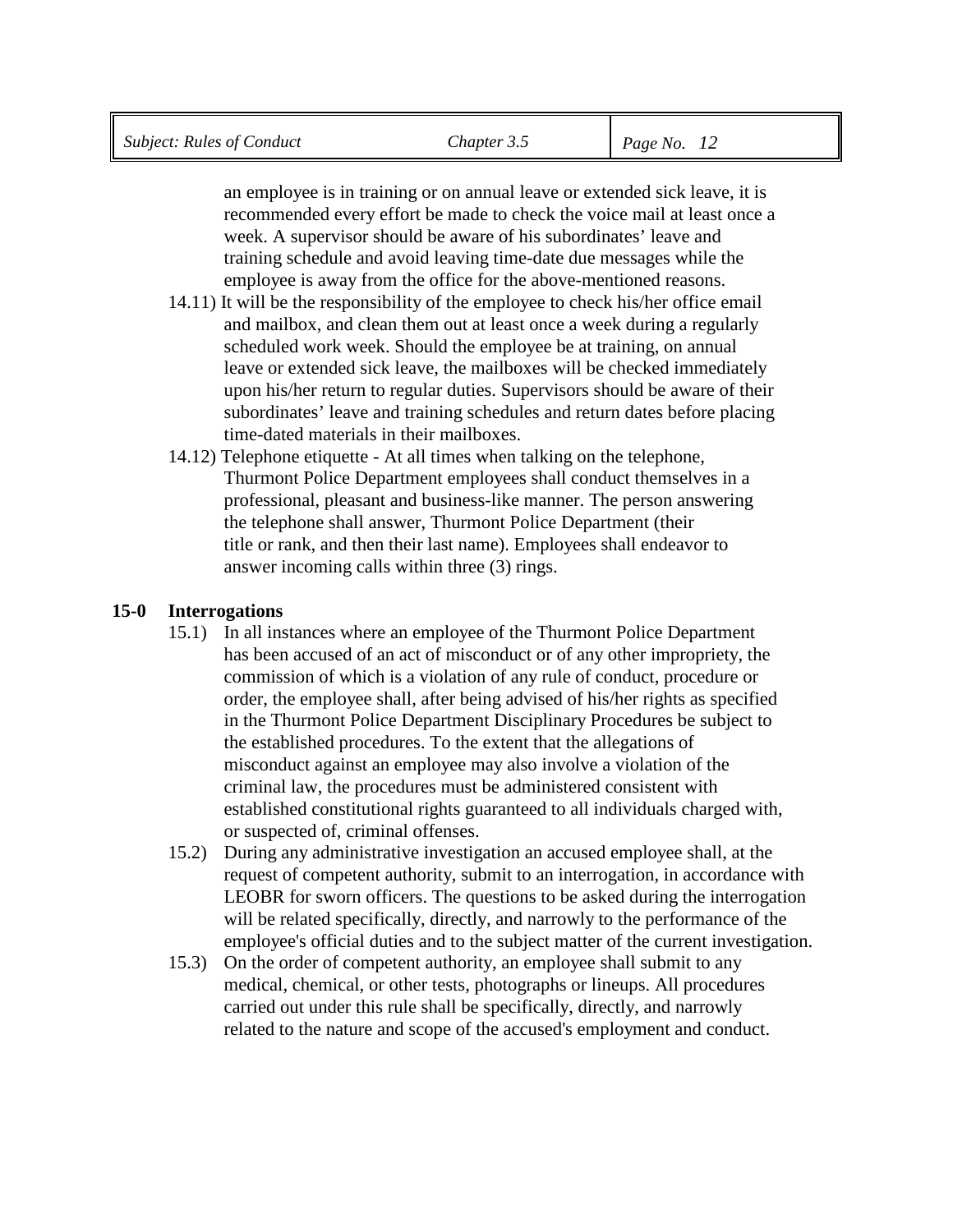an employee is in training or on annual leave or extended sick leave, it is recommended every effort be made to check the voice mail at least once a week. A supervisor should be aware of his subordinates' leave and training schedule and avoid leaving time-date due messages while the employee is away from the office for the above-mentioned reasons.

14.11) It will be the responsibility of the employee to check his/her office email and mailbox, and clean them out at least once a week during a regularly scheduled work week. Should the employee be at training, on annual leave or extended sick leave, the mailboxes will be checked immediately upon his/her return to regular duties. Supervisors should be aware of their subordinates' leave and training schedules and return dates before placing time-dated materials in their mailboxes.

14.12) Telephone etiquette - At all times when talking on the telephone, Thurmont Police Department employees shall conduct themselves in a professional, pleasant and business-like manner. The person answering the telephone shall answer, Thurmont Police Department (their title or rank, and then their last name). Employees shall endeavor to answer incoming calls within three (3) rings.

**15-0 Interrogations**

15.1) In all instances where an employee of the Thurmont Police Department has been accused of an act of misconduct or of any other impropriety, the commission of which is a violation of any rule of conduct, procedure or order, the employee shall, after being advised of his/her rights as specified in the Thurmont Police Department Disciplinary Procedures be subject to the established procedures. To the extent that the allegations of misconduct against an employee may also involve a violation of the criminal law, the procedures must be administered consistent with established constitutional rights guaranteed to all individuals charged with, or suspected of, criminal offenses.

15.2) During any administrative investigation an accused employee shall, at the request of competent authority, submit to an interrogation, in accordance with LEOBR for sworn officers. The questions to be asked during the interrogation will be related specifically, directly, and narrowly to the performance of the employee's official duties and to the subject matter of the current investigation.

15.3) On the order of competent authority, an employee shall submit to any medical, chemical, or other tests, photographs or lineups. All procedures carried out under this rule shall be specifically, directly, and narrowly related to the nature and scope of the accused's employment and conduct.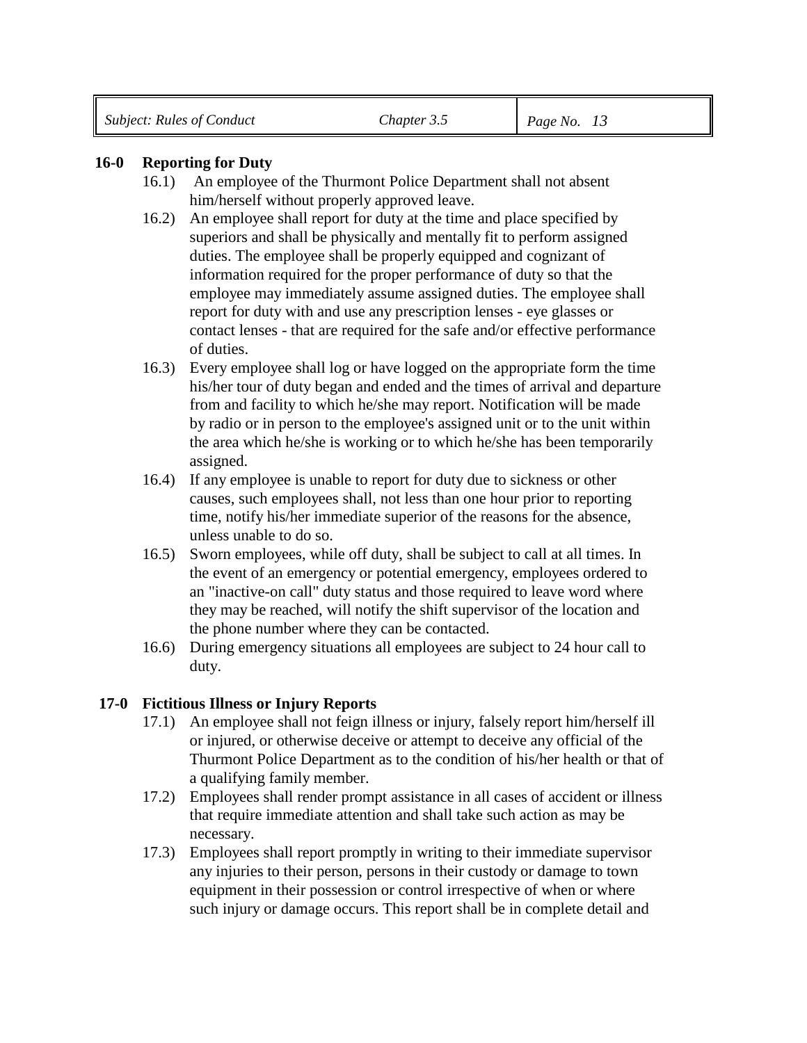## 16-0 Reporting for Duty

16.1) An employee of the Thurmont Police Department shall not absent him/herself without properly approved leave.

16.2) An employee shall report for duty at the time and place specified by superiors and shall be physically and mentally fit to perform assigned duties. The employee shall be properly equipped and cognizant of information required for the proper performance of duty so that the employee may immediately assume assigned duties. The employee shall report for duty with and use any prescription lenses - eye glasses or contact lenses - that are required for the safe and/or effective performance of duties.

16.3) Every employee shall log or have logged on the appropriate form the time his/her tour of duty began and ended and the times of arrival and departure from and facility to which he/she may report. Notification will be made by radio or in person to the employee's assigned unit or to the unit within the area which he/she is working or to which he/she has been temporarily assigned.

16.4) If any employee is unable to report for duty due to sickness or other causes, such employees shall, not less than one hour prior to reporting time, notify his/her immediate superior of the reasons for the absence, unless unable to do so.

16.5) Sworn employees, while off duty, shall be subject to call at all times. In the event of an emergency or potential emergency, employees ordered to an "inactive-on call" duty status and those required to leave word where they may be reached, will notify the shift supervisor of the location and the phone number where they can be contacted.

16.6) During emergency situations all employees are subject to 24 hour call to duty.

## 17-0 Fictitious Illness or Injury Reports

17.1) An employee shall not feign illness or injury, falsely report him/herself ill or injured, or otherwise deceive or attempt to deceive any official of the Thurmont Police Department as to the condition of his/her health or that of a qualifying family member.

17.2) Employees shall render prompt assistance in all cases of accident or illness that require immediate attention and shall take such action as may be necessary.

17.3) Employees shall report promptly in writing to their immediate supervisor any injuries to their person, persons in their custody or damage to town equipment in their possession or control irrespective of when or where such injury or damage occurs. This report shall be in complete detail and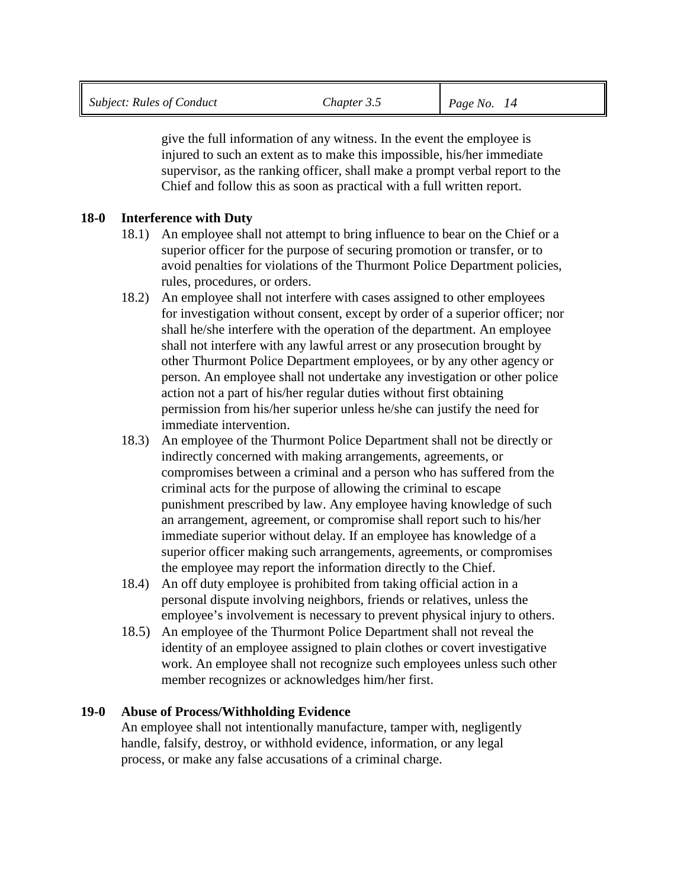give the full information of any witness. In the event the employee is injured to such an extent as to make this impossible, his/her immediate supervisor, as the ranking officer, shall make a prompt verbal report to the Chief and follow this as soon as practical with a full written report.

**18-0 Interference with Duty**

18.1) An employee shall not attempt to bring influence to bear on the Chief or a superior officer for the purpose of securing promotion or transfer, or to avoid penalties for violations of the Thurmont Police Department policies, rules, procedures, or orders.

18.2) An employee shall not interfere with cases assigned to other employees for investigation without consent, except by order of a superior officer; nor shall he/she interfere with the operation of the department. An employee shall not interfere with any lawful arrest or any prosecution brought by other Thurmont Police Department employees, or by any other agency or person. An employee shall not undertake any investigation or other police action not a part of his/her regular duties without first obtaining permission from his/her superior unless he/she can justify the need for immediate intervention.

18.3) An employee of the Thurmont Police Department shall not be directly or indirectly concerned with making arrangements, agreements, or compromises between a criminal and a person who has suffered from the criminal acts for the purpose of allowing the criminal to escape punishment prescribed by law. Any employee having knowledge of such an arrangement, agreement, or compromise shall report such to his/her immediate superior without delay. If an employee has knowledge of a superior officer making such arrangements, agreements, or compromises the employee may report the information directly to the Chief.

18.4) An off duty employee is prohibited from taking official action in a personal dispute involving neighbors, friends or relatives, unless the employee's involvement is necessary to prevent physical injury to others.

18.5) An employee of the Thurmont Police Department shall not reveal the identity of an employee assigned to plain clothes or covert investigative work. An employee shall not recognize such employees unless such other member recognizes or acknowledges him/her first.

**19-0 Abuse of Process/Withholding Evidence**

An employee shall not intentionally manufacture, tamper with, negligently handle, falsify, destroy, or withhold evidence, information, or any legal process, or make any false accusations of a criminal charge.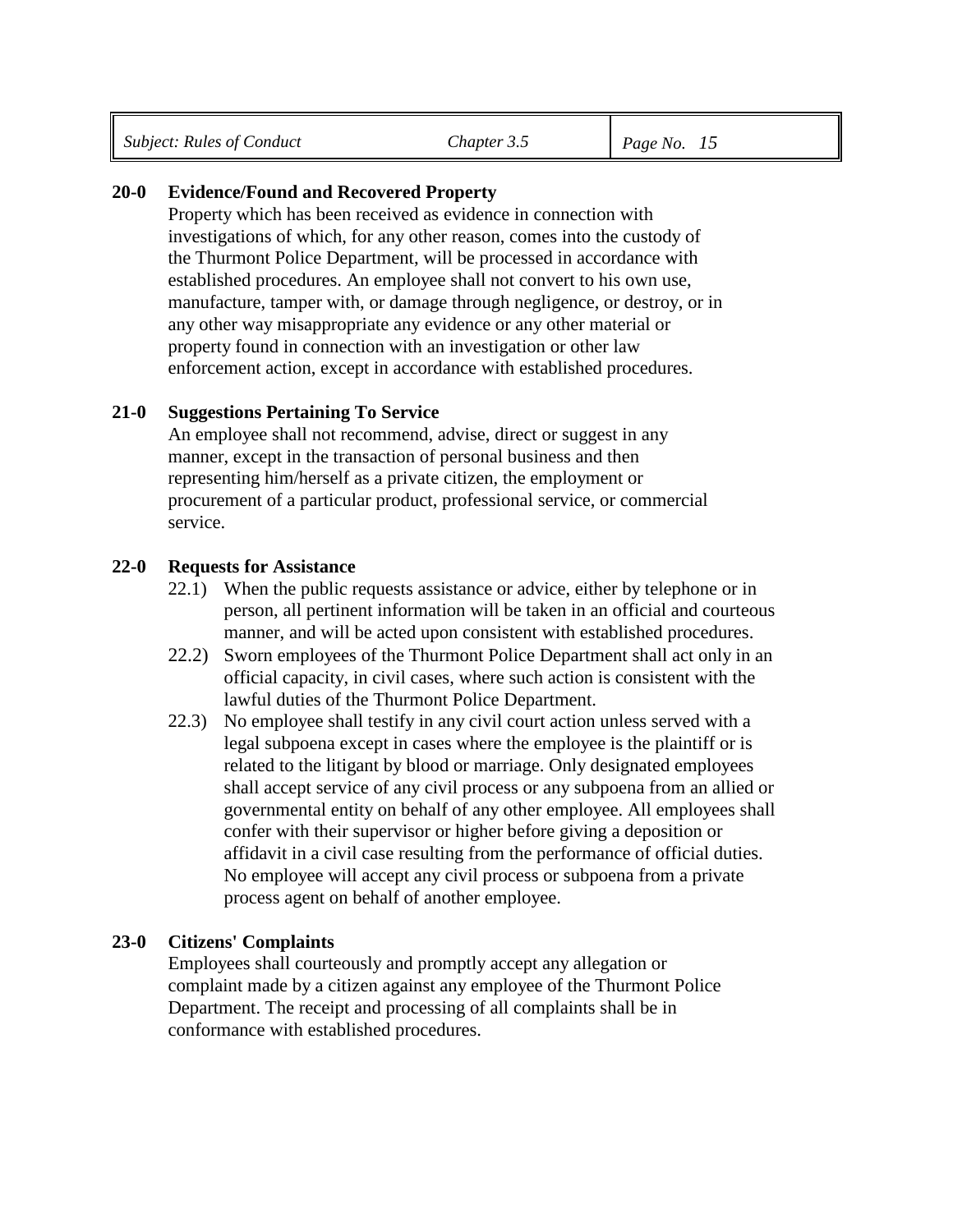**20-0 Evidence/Found and Recovered Property**

Property which has been received as evidence in connection with investigations of which, for any other reason, comes into the custody of the Thurmont Police Department, will be processed in accordance with established procedures. An employee shall not convert to his own use, manufacture, tamper with, or damage through negligence, or destroy, or in any other way misappropriate any evidence or any other material or property found in connection with an investigation or other law enforcement action, except in accordance with established procedures.

**21-0 Suggestions Pertaining To Service**

An employee shall not recommend, advise, direct or suggest in any manner, except in the transaction of personal business and then representing him/herself as a private citizen, the employment or procurement of a particular product, professional service, or commercial service.

**22-0 Requests for Assistance**

22.1) When the public requests assistance or advice, either by telephone or in person, all pertinent information will be taken in an official and courteous manner, and will be acted upon consistent with established procedures.

22.2) Sworn employees of the Thurmont Police Department shall act only in an official capacity, in civil cases, where such action is consistent with the lawful duties of the Thurmont Police Department.

22.3) No employee shall testify in any civil court action unless served with a legal subpoena except in cases where the employee is the plaintiff or is related to the litigant by blood or marriage. Only designated employees shall accept service of any civil process or any subpoena from an allied or governmental entity on behalf of any other employee. All employees shall confer with their supervisor or higher before giving a deposition or affidavit in a civil case resulting from the performance of official duties. No employee will accept any civil process or subpoena from a private process agent on behalf of another employee.

**23-0 Citizens' Complaints**

Employees shall courteously and promptly accept any allegation or complaint made by a citizen against any employee of the Thurmont Police Department. The receipt and processing of all complaints shall be in conformance with established procedures.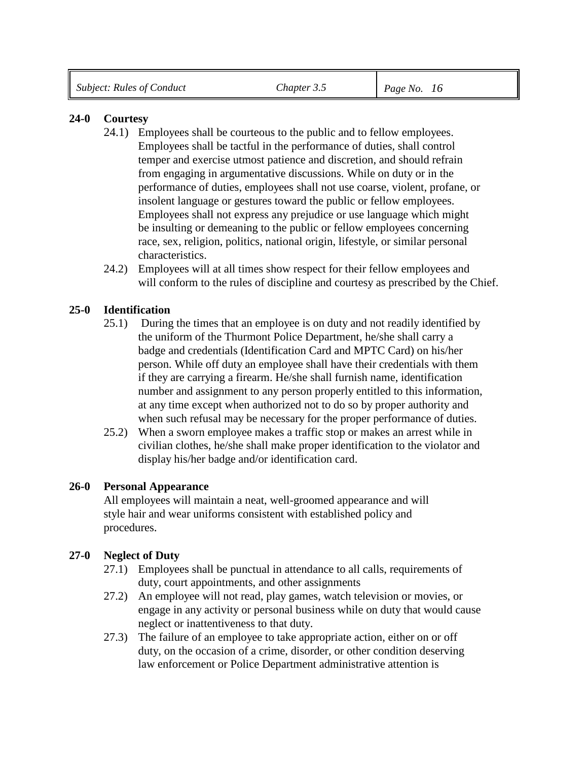**24-0 Courtesy**

24.1) Employees shall be courteous to the public and to fellow employees. Employees shall be tactful in the performance of duties, shall control temper and exercise utmost patience and discretion, and should refrain from engaging in argumentative discussions. While on duty or in the performance of duties, employees shall not use coarse, violent, profane, or insolent language or gestures toward the public or fellow employees. Employees shall not express any prejudice or use language which might be insulting or demeaning to the public or fellow employees concerning race, sex, religion, politics, national origin, lifestyle, or similar personal characteristics.

24.2) Employees will at all times show respect for their fellow employees and will conform to the rules of discipline and courtesy as prescribed by the Chief.

**25-0 Identification**

25.1) During the times that an employee is on duty and not readily identified by the uniform of the Thurmont Police Department, he/she shall carry a badge and credentials (Identification Card and MPTC Card) on his/her person. While off duty an employee shall have their credentials with them if they are carrying a firearm. He/she shall furnish name, identification number and assignment to any person properly entitled to this information, at any time except when authorized not to do so by proper authority and when such refusal may be necessary for the proper performance of duties.

25.2) When a sworn employee makes a traffic stop or makes an arrest while in civilian clothes, he/she shall make proper identification to the violator and display his/her badge and/or identification card.

**26-0 Personal Appearance**

All employees will maintain a neat, well-groomed appearance and will style hair and wear uniforms consistent with established policy and procedures.

**27-0 Neglect of Duty**

27.1) Employees shall be punctual in attendance to all calls, requirements of duty, court appointments, and other assignments

27.2) An employee will not read, play games, watch television or movies, or engage in any activity or personal business while on duty that would cause neglect or inattentiveness to that duty.

27.3) The failure of an employee to take appropriate action, either on or off duty, on the occasion of a crime, disorder, or other condition deserving law enforcement or Police Department administrative attention is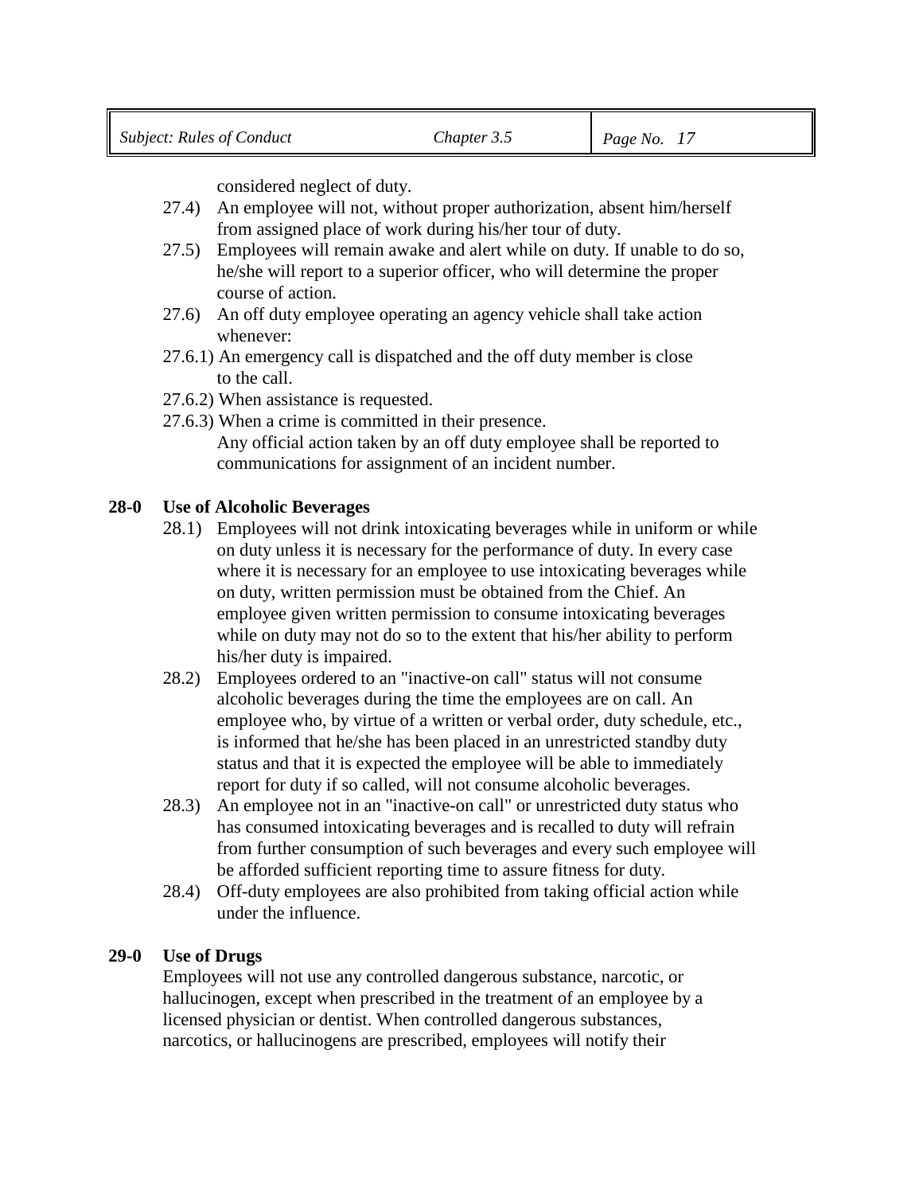considered neglect of duty.

27.4) An employee will not, without proper authorization, absent him/herself from assigned place of work during his/her tour of duty.

27.5) Employees will remain awake and alert while on duty. If unable to do so, he/she will report to a superior officer, who will determine the proper course of action.

27.6) An off duty employee operating an agency vehicle shall take action whenever:

27.6.1) An emergency call is dispatched and the off duty member is close to the call.

27.6.2) When assistance is requested.

27.6.3) When a crime is committed in their presence.

Any official action taken by an off duty employee shall be reported to communications for assignment of an incident number.

**28-0 Use of Alcoholic Beverages**

28.1) Employees will not drink intoxicating beverages while in uniform or while on duty unless it is necessary for the performance of duty. In every case where it is necessary for an employee to use intoxicating beverages while on duty, written permission must be obtained from the Chief. An employee given written permission to consume intoxicating beverages while on duty may not do so to the extent that his/her ability to perform his/her duty is impaired.

28.2) Employees ordered to an "inactive-on call" status will not consume alcoholic beverages during the time the employees are on call. An employee who, by virtue of a written or verbal order, duty schedule, etc., is informed that he/she has been placed in an unrestricted standby duty status and that it is expected the employee will be able to immediately report for duty if so called, will not consume alcoholic beverages.

28.3) An employee not in an "inactive-on call" or unrestricted duty status who has consumed intoxicating beverages and is recalled to duty will refrain from further consumption of such beverages and every such employee will be afforded sufficient reporting time to assure fitness for duty.

28.4) Off-duty employees are also prohibited from taking official action while under the influence.

**29-0 Use of Drugs**

Employees will not use any controlled dangerous substance, narcotic, or hallucinogen, except when prescribed in the treatment of an employee by a licensed physician or dentist. When controlled dangerous substances, narcotics, or hallucinogens are prescribed, employees will notify their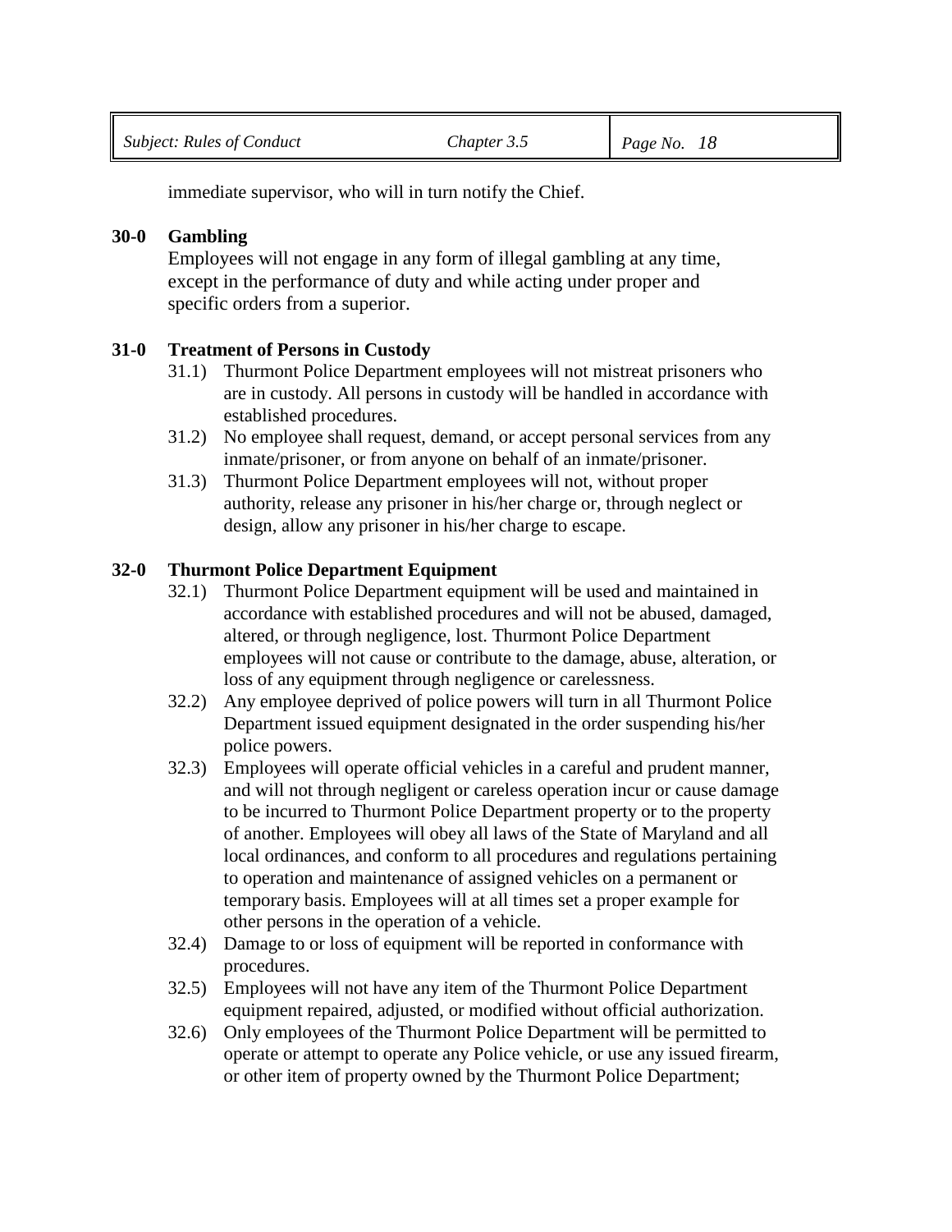immediate supervisor, who will in turn notify the Chief.

**30-0 Gambling**

Employees will not engage in any form of illegal gambling at any time, except in the performance of duty and while acting under proper and specific orders from a superior.

**31-0 Treatment of Persons in Custody**

31.1) Thurmont Police Department employees will not mistreat prisoners who are in custody. All persons in custody will be handled in accordance with established procedures.

31.2) No employee shall request, demand, or accept personal services from any inmate/prisoner, or from anyone on behalf of an inmate/prisoner.

31.3) Thurmont Police Department employees will not, without proper authority, release any prisoner in his/her charge or, through neglect or design, allow any prisoner in his/her charge to escape.

**32-0 Thurmont Police Department Equipment**

32.1) Thurmont Police Department equipment will be used and maintained in accordance with established procedures and will not be abused, damaged, altered, or through negligence, lost. Thurmont Police Department employees will not cause or contribute to the damage, abuse, alteration, or loss of any equipment through negligence or carelessness.

32.2) Any employee deprived of police powers will turn in all Thurmont Police Department issued equipment designated in the order suspending his/her police powers.

32.3) Employees will operate official vehicles in a careful and prudent manner, and will not through negligent or careless operation incur or cause damage to be incurred to Thurmont Police Department property or to the property of another. Employees will obey all laws of the State of Maryland and all local ordinances, and conform to all procedures and regulations pertaining to operation and maintenance of assigned vehicles on a permanent or temporary basis. Employees will at all times set a proper example for other persons in the operation of a vehicle.

32.4) Damage to or loss of equipment will be reported in conformance with procedures.

32.5) Employees will not have any item of the Thurmont Police Department equipment repaired, adjusted, or modified without official authorization.

32.6) Only employees of the Thurmont Police Department will be permitted to operate or attempt to operate any Police vehicle, or use any issued firearm, or other item of property owned by the Thurmont Police Department;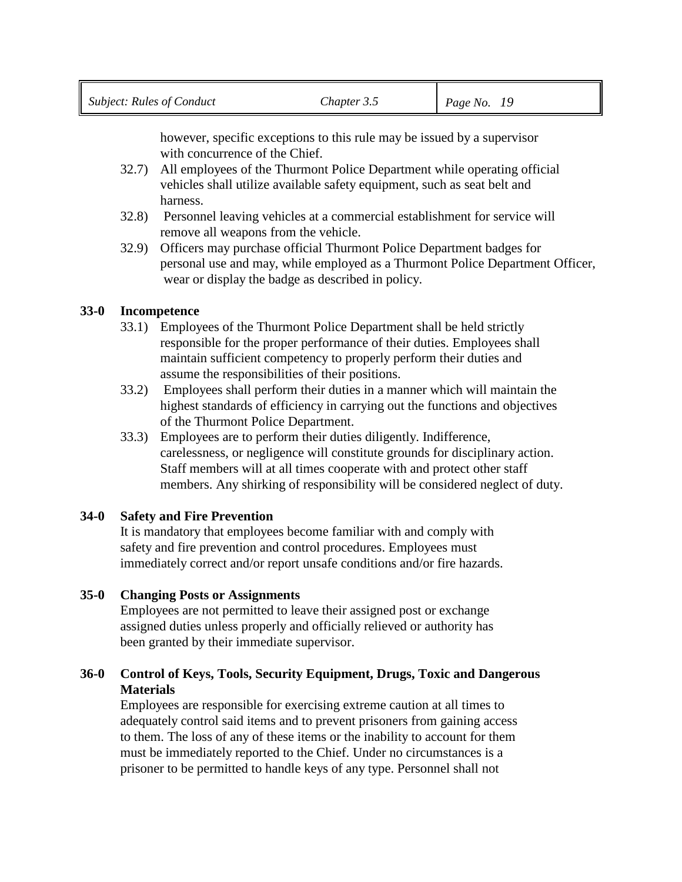however, specific exceptions to this rule may be issued by a supervisor with concurrence of the Chief.

32.7) All employees of the Thurmont Police Department while operating official vehicles shall utilize available safety equipment, such as seat belt and harness.

32.8) Personnel leaving vehicles at a commercial establishment for service will remove all weapons from the vehicle.

32.9) Officers may purchase official Thurmont Police Department badges for personal use and may, while employed as a Thurmont Police Department Officer, wear or display the badge as described in policy.

**33-0 Incompetence**

33.1) Employees of the Thurmont Police Department shall be held strictly responsible for the proper performance of their duties. Employees shall maintain sufficient competency to properly perform their duties and assume the responsibilities of their positions.

33.2) Employees shall perform their duties in a manner which will maintain the highest standards of efficiency in carrying out the functions and objectives of the Thurmont Police Department.

33.3) Employees are to perform their duties diligently. Indifference, carelessness, or negligence will constitute grounds for disciplinary action. Staff members will at all times cooperate with and protect other staff members. Any shirking of responsibility will be considered neglect of duty.

**34-0 Safety and Fire Prevention**

It is mandatory that employees become familiar with and comply with safety and fire prevention and control procedures. Employees must immediately correct and/or report unsafe conditions and/or fire hazards.

**35-0 Changing Posts or Assignments**

Employees are not permitted to leave their assigned post or exchange assigned duties unless properly and officially relieved or authority has been granted by their immediate supervisor.

**36-0 Control of Keys, Tools, Security Equipment, Drugs, Toxic and Dangerous Materials**

Employees are responsible for exercising extreme caution at all times to adequately control said items and to prevent prisoners from gaining access to them. The loss of any of these items or the inability to account for them must be immediately reported to the Chief. Under no circumstances is a prisoner to be permitted to handle keys of any type. Personnel shall not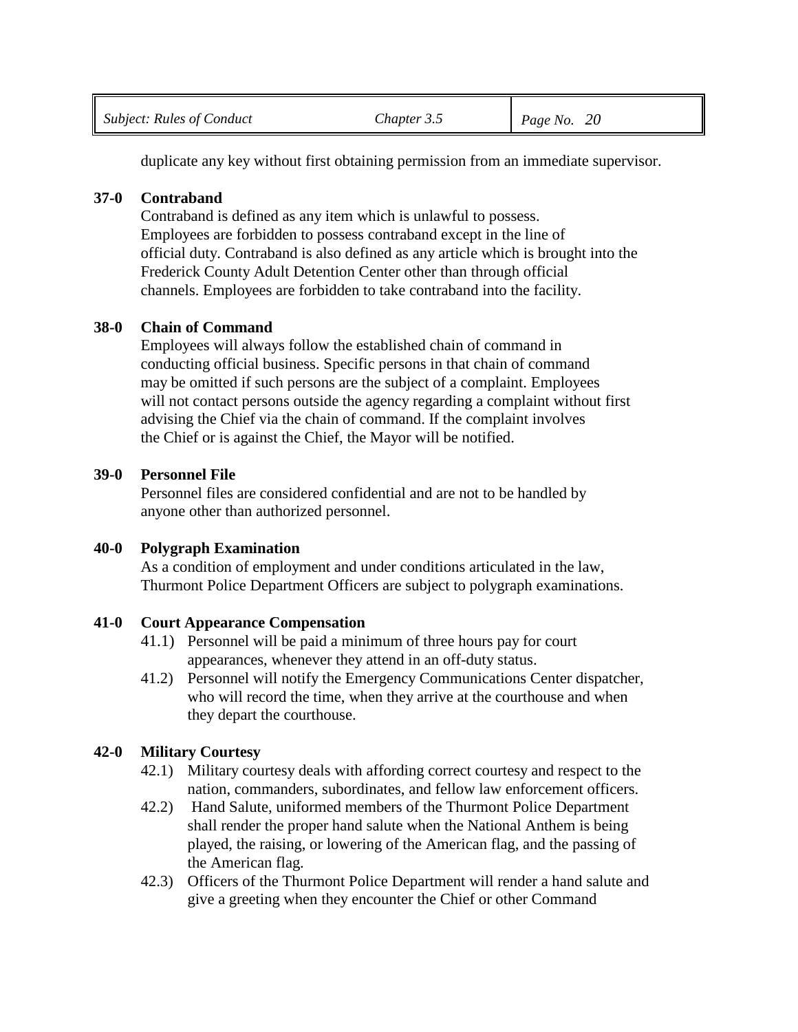duplicate any key without first obtaining permission from an immediate supervisor.

**37-0 Contraband**

Contraband is defined as any item which is unlawful to possess. Employees are forbidden to possess contraband except in the line of official duty. Contraband is also defined as any article which is brought into the Frederick County Adult Detention Center other than through official channels. Employees are forbidden to take contraband into the facility.

**38-0 Chain of Command**

Employees will always follow the established chain of command in conducting official business. Specific persons in that chain of command may be omitted if such persons are the subject of a complaint. Employees will not contact persons outside the agency regarding a complaint without first advising the Chief via the chain of command. If the complaint involves the Chief or is against the Chief, the Mayor will be notified.

**39-0 Personnel File**

Personnel files are considered confidential and are not to be handled by anyone other than authorized personnel.

**40-0 Polygraph Examination**

As a condition of employment and under conditions articulated in the law, Thurmont Police Department Officers are subject to polygraph examinations.

**41-0 Court Appearance Compensation**

41.1) Personnel will be paid a minimum of three hours pay for court appearances, whenever they attend in an off-duty status.

41.2) Personnel will notify the Emergency Communications Center dispatcher, who will record the time, when they arrive at the courthouse and when they depart the courthouse.

**42-0 Military Courtesy**

42.1) Military courtesy deals with affording correct courtesy and respect to the nation, commanders, subordinates, and fellow law enforcement officers.

42.2) Hand Salute, uniformed members of the Thurmont Police Department shall render the proper hand salute when the National Anthem is being played, the raising, or lowering of the American flag, and the passing of the American flag.

42.3) Officers of the Thurmont Police Department will render a hand salute and give a greeting when they encounter the Chief or other Command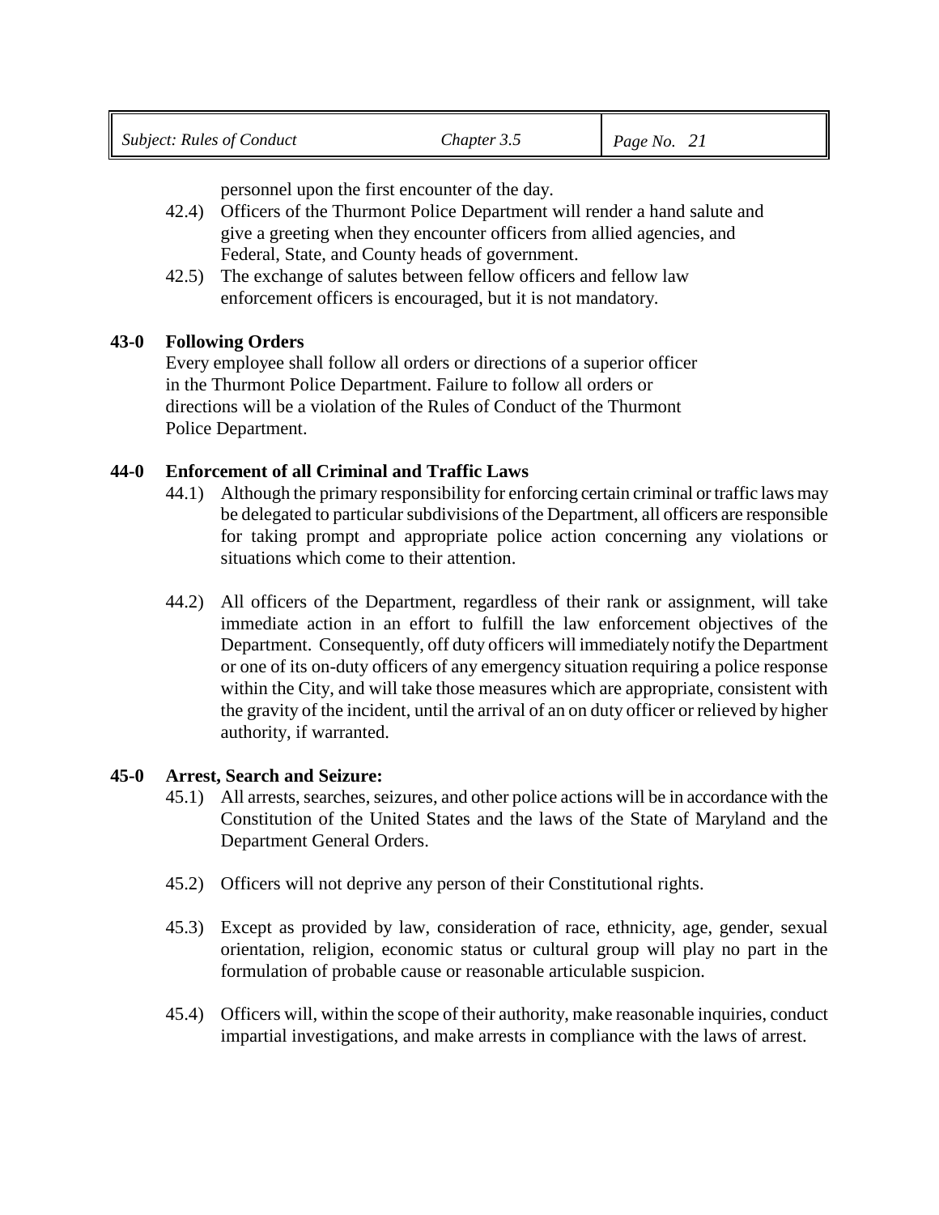personnel upon the first encounter of the day.

42.4) Officers of the Thurmont Police Department will render a hand salute and give a greeting when they encounter officers from allied agencies, and Federal, State, and County heads of government.

42.5) The exchange of salutes between fellow officers and fellow law enforcement officers is encouraged, but it is not mandatory.

**43-0 Following Orders**

Every employee shall follow all orders or directions of a superior officer in the Thurmont Police Department. Failure to follow all orders or directions will be a violation of the Rules of Conduct of the Thurmont Police Department.

**44-0 Enforcement of all Criminal and Traffic Laws**

44.1) Although the primary responsibility for enforcing certain criminal or traffic laws may be delegated to particular subdivisions of the Department, all officers are responsible for taking prompt and appropriate police action concerning any violations or situations which come to their attention.

44.2) All officers of the Department, regardless of their rank or assignment, will take immediate action in an effort to fulfill the law enforcement objectives of the Department. Consequently, off duty officers will immediately notify the Department or one of its on-duty officers of any emergency situation requiring a police response within the City, and will take those measures which are appropriate, consistent with the gravity of the incident, until the arrival of an on duty officer or relieved by higher authority, if warranted.

**45-0 Arrest, Search and Seizure:**

45.1) All arrests, searches, seizures, and other police actions will be in accordance with the Constitution of the United States and the laws of the State of Maryland and the Department General Orders.

45.2) Officers will not deprive any person of their Constitutional rights.

45.3) Except as provided by law, consideration of race, ethnicity, age, gender, sexual orientation, religion, economic status or cultural group will play no part in the formulation of probable cause or reasonable articulable suspicion.

45.4) Officers will, within the scope of their authority, make reasonable inquiries, conduct impartial investigations, and make arrests in compliance with the laws of arrest.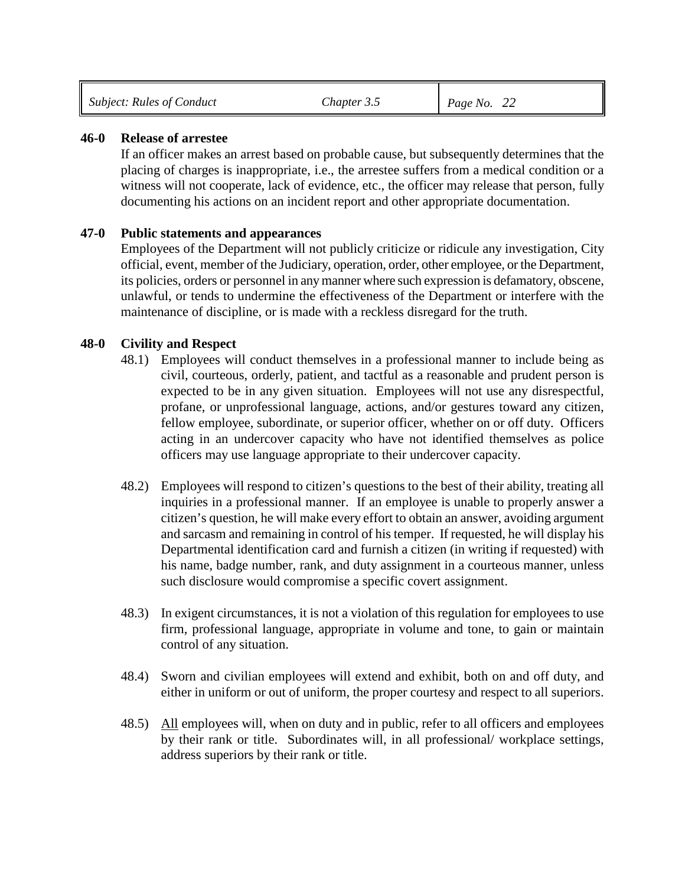**46-0 Release of arrestee**

If an officer makes an arrest based on probable cause, but subsequently determines that the placing of charges is inappropriate, i.e., the arrestee suffers from a medical condition or a witness will not cooperate, lack of evidence, etc., the officer may release that person, fully documenting his actions on an incident report and other appropriate documentation.

**47-0 Public statements and appearances**

Employees of the Department will not publicly criticize or ridicule any investigation, City official, event, member of the Judiciary, operation, order, other employee, or the Department, its policies, orders or personnel in any manner where such expression is defamatory, obscene, unlawful, or tends to undermine the effectiveness of the Department or interfere with the maintenance of discipline, or is made with a reckless disregard for the truth.

**48-0 Civility and Respect**

48.1) Employees will conduct themselves in a professional manner to include being as civil, courteous, orderly, patient, and tactful as a reasonable and prudent person is expected to be in any given situation. Employees will not use any disrespectful, profane, or unprofessional language, actions, and/or gestures toward any citizen, fellow employee, subordinate, or superior officer, whether on or off duty. Officers acting in an undercover capacity who have not identified themselves as police officers may use language appropriate to their undercover capacity.

48.2) Employees will respond to citizen's questions to the best of their ability, treating all inquiries in a professional manner. If an employee is unable to properly answer a citizen's question, he will make every effort to obtain an answer, avoiding argument and sarcasm and remaining in control of his temper. If requested, he will display his Departmental identification card and furnish a citizen (in writing if requested) with his name, badge number, rank, and duty assignment in a courteous manner, unless such disclosure would compromise a specific covert assignment.

48.3) In exigent circumstances, it is not a violation of this regulation for employees to use firm, professional language, appropriate in volume and tone, to gain or maintain control of any situation.

48.4) Sworn and civilian employees will extend and exhibit, both on and off duty, and either in uniform or out of uniform, the proper courtesy and respect to all superiors.

48.5) <u>All</u> employees will, when on duty and in public, refer to all officers and employees by their rank or title. Subordinates will, in all professional/ workplace settings, address superiors by their rank or title.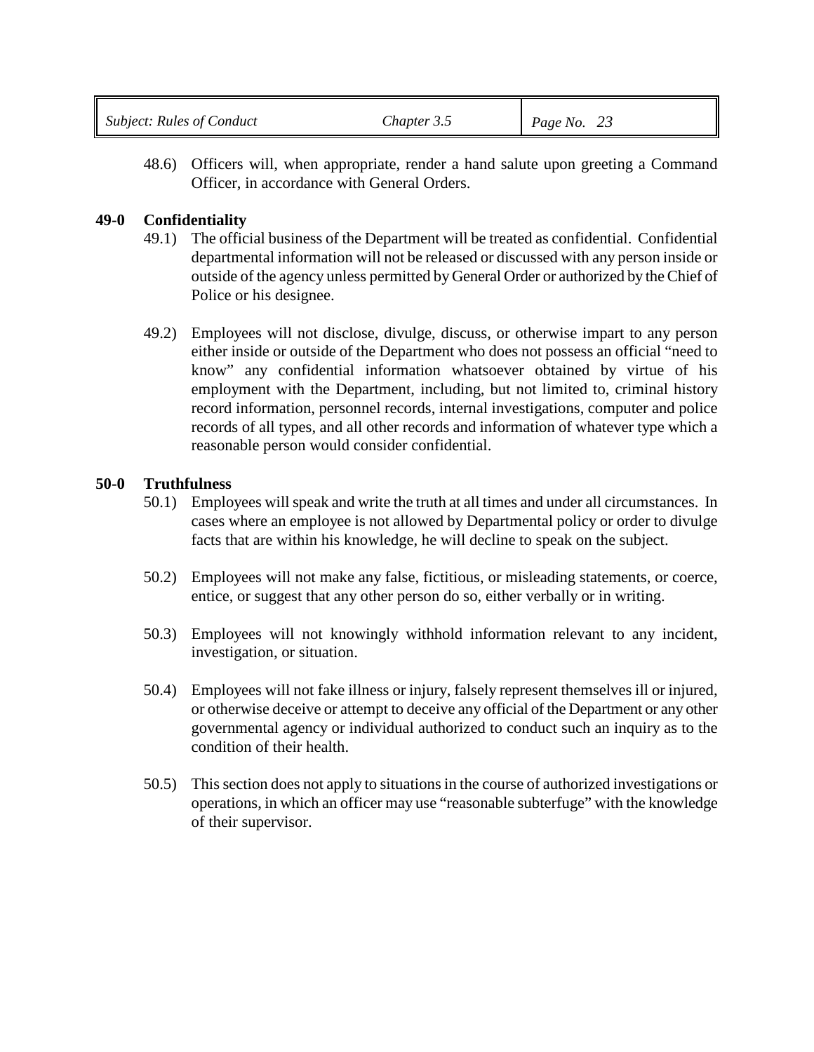48.6) Officers will, when appropriate, render a hand salute upon greeting a Command Officer, in accordance with General Orders.

## 49-0 Confidentiality

49.1) The official business of the Department will be treated as confidential. Confidential departmental information will not be released or discussed with any person inside or outside of the agency unless permitted by General Order or authorized by the Chief of Police or his designee.

49.2) Employees will not disclose, divulge, discuss, or otherwise impart to any person either inside or outside of the Department who does not possess an official "need to know" any confidential information whatsoever obtained by virtue of his employment with the Department, including, but not limited to, criminal history record information, personnel records, internal investigations, computer and police records of all types, and all other records and information of whatever type which a reasonable person would consider confidential.

## 50-0 Truthfulness

50.1) Employees will speak and write the truth at all times and under all circumstances. In cases where an employee is not allowed by Departmental policy or order to divulge facts that are within his knowledge, he will decline to speak on the subject.

50.2) Employees will not make any false, fictitious, or misleading statements, or coerce, entice, or suggest that any other person do so, either verbally or in writing.

50.3) Employees will not knowingly withhold information relevant to any incident, investigation, or situation.

50.4) Employees will not fake illness or injury, falsely represent themselves ill or injured, or otherwise deceive or attempt to deceive any official of the Department or any other governmental agency or individual authorized to conduct such an inquiry as to the condition of their health.

50.5) This section does not apply to situations in the course of authorized investigations or operations, in which an officer may use "reasonable subterfuge" with the knowledge of their supervisor.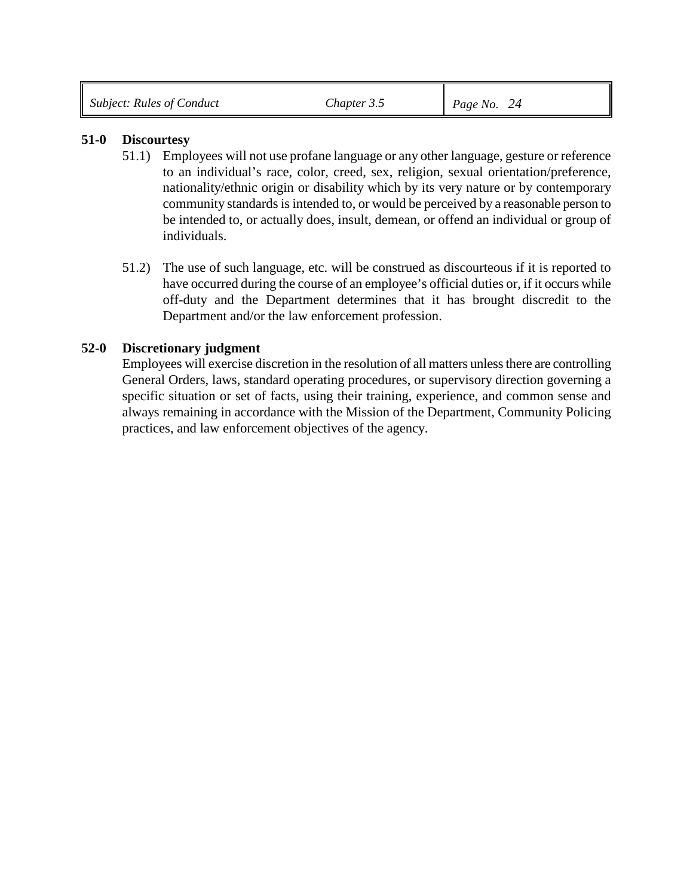**51-0 Discourtesy**

51.1) Employees will not use profane language or any other language, gesture or reference to an individual's race, color, creed, sex, religion, sexual orientation/preference, nationality/ethnic origin or disability which by its very nature or by contemporary community standards is intended to, or would be perceived by a reasonable person to be intended to, or actually does, insult, demean, or offend an individual or group of individuals.

51.2) The use of such language, etc. will be construed as discourteous if it is reported to have occurred during the course of an employee's official duties or, if it occurs while off-duty and the Department determines that it has brought discredit to the Department and/or the law enforcement profession.

**52-0 Discretionary judgment**

Employees will exercise discretion in the resolution of all matters unless there are controlling General Orders, laws, standard operating procedures, or supervisory direction governing a specific situation or set of facts, using their training, experience, and common sense and always remaining in accordance with the Mission of the Department, Community Policing practices, and law enforcement objectives of the agency.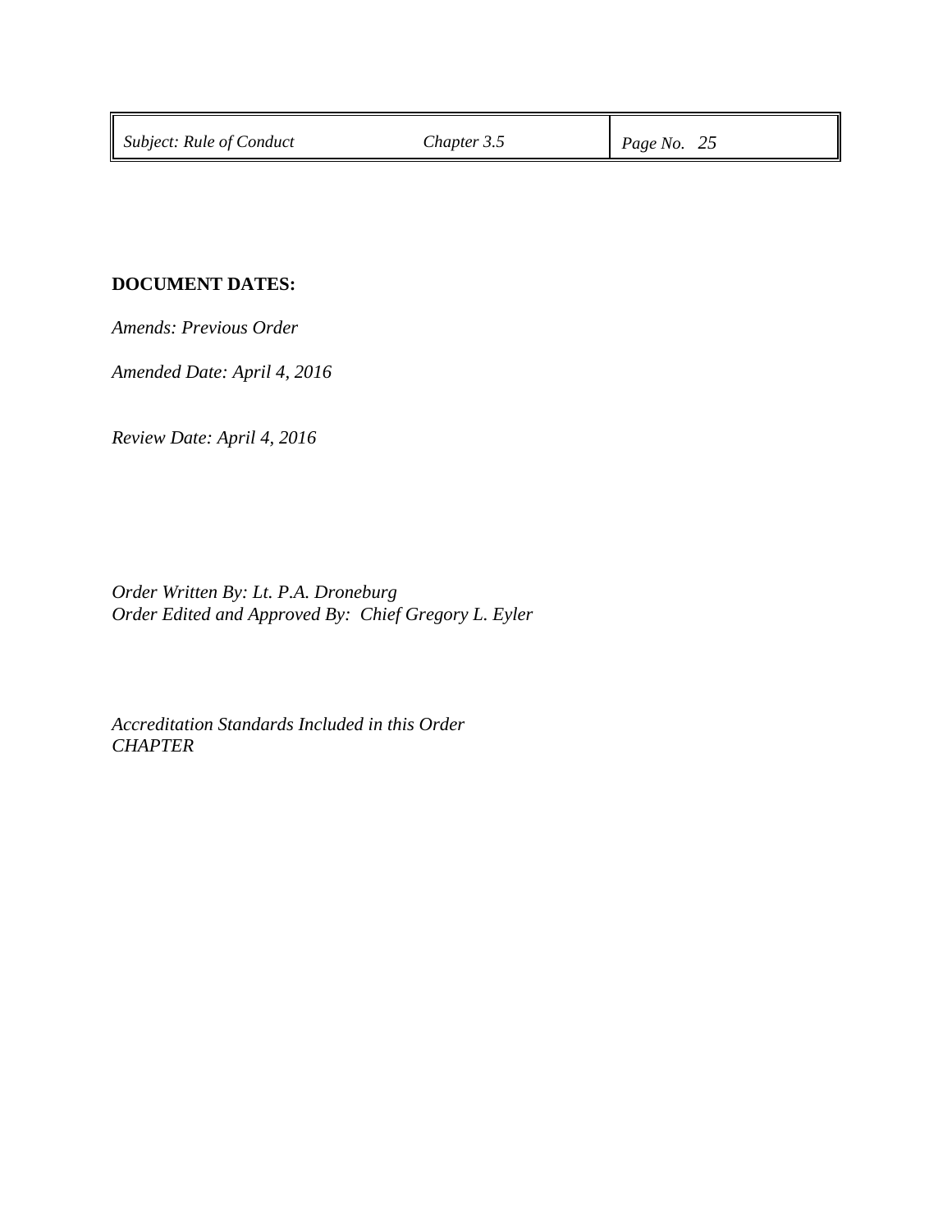**DOCUMENT DATES:**

*Amends: Previous Order*

*Amended Date: April 4, 2016*

*Review Date: April 4, 2016*

*Order Written By: Lt. P.A. Droneburg*
*Order Edited and Approved By: Chief Gregory L. Eyler*

*Accreditation Standards Included in this Order*
*CHAPTER*